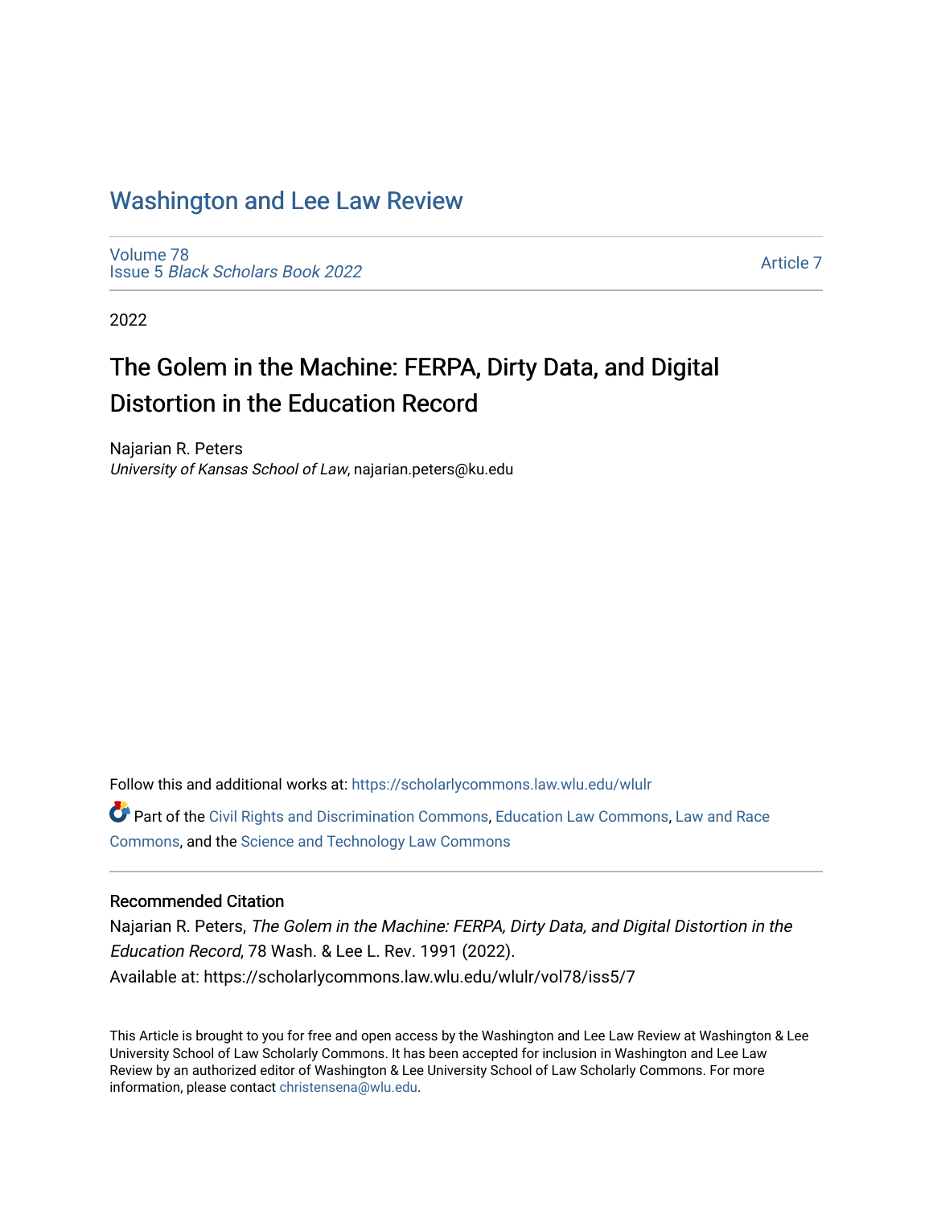# Washington and Lee Law Review

Volume 78
Issue 5 *Black Scholars Book 2022*

Article 7

2022

## The Golem in the Machine: FERPA, Dirty Data, and Digital Distortion in the Education Record

Najarian R. Peters
*University of Kansas School of Law*, najarian.peters@ku.edu

Follow this and additional works at: https://scholarlycommons.law.wlu.edu/wlulr

Part of the Civil Rights and Discrimination Commons, Education Law Commons, Law and Race Commons, and the Science and Technology Law Commons

### Recommended Citation

Najarian R. Peters, *The Golem in the Machine: FERPA, Dirty Data, and Digital Distortion in the Education Record*, 78 Wash. & Lee L. Rev. 1991 (2022).
Available at: https://scholarlycommons.law.wlu.edu/wlulr/vol78/iss5/7

This Article is brought to you for free and open access by the Washington and Lee Law Review at Washington & Lee University School of Law Scholarly Commons. It has been accepted for inclusion in Washington and Lee Law Review by an authorized editor of Washington & Lee University School of Law Scholarly Commons. For more information, please contact christensena@wlu.edu.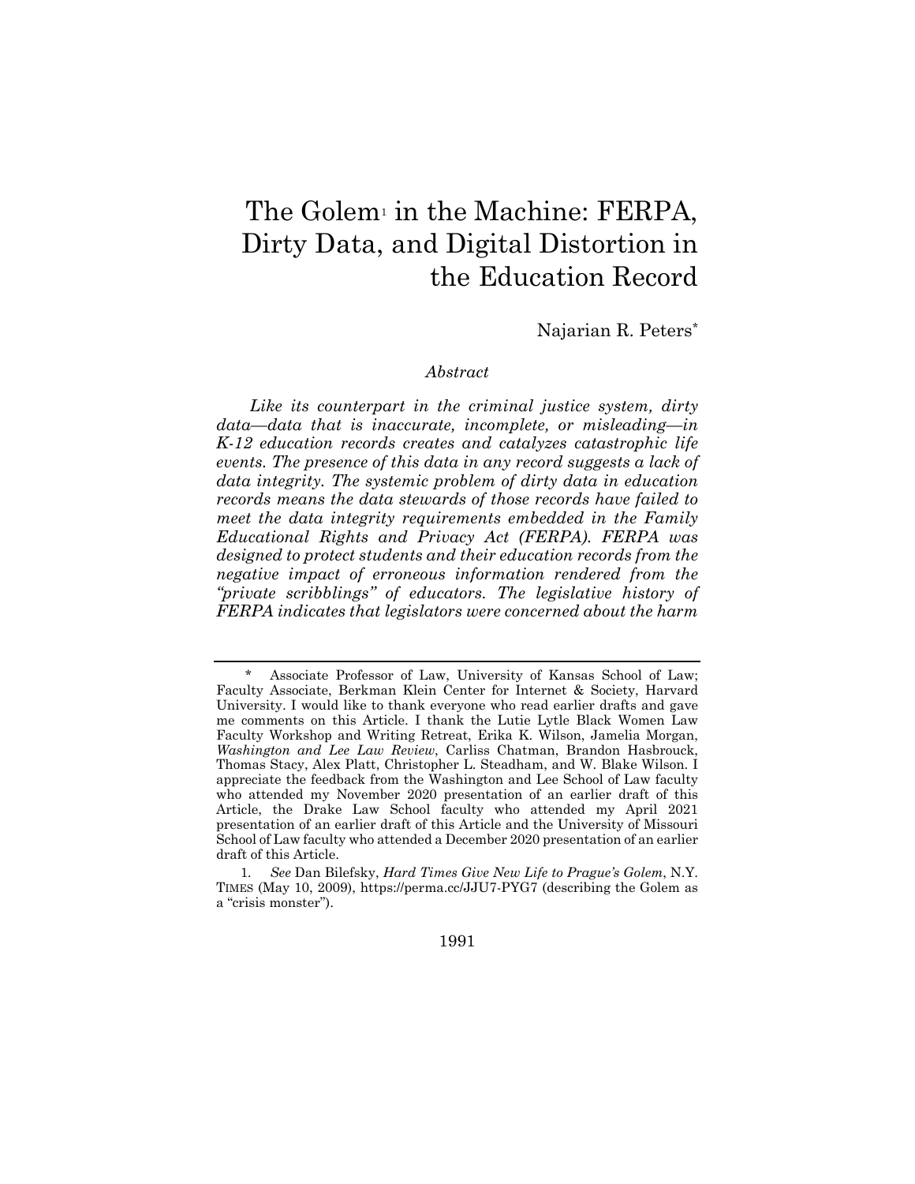# The Golem[1] in the Machine: FERPA, Dirty Data, and Digital Distortion in the Education Record

Najarian R. Peters[*]

*Abstract*

*Like its counterpart in the criminal justice system, dirty data—data that is inaccurate, incomplete, or misleading—in K-12 education records creates and catalyzes catastrophic life events. The presence of this data in any record suggests a lack of data integrity. The systemic problem of dirty data in education records means the data stewards of those records have failed to meet the data integrity requirements embedded in the Family Educational Rights and Privacy Act (FERPA). FERPA was designed to protect students and their education records from the negative impact of erroneous information rendered from the "private scribblings" of educators. The legislative history of FERPA indicates that legislators were concerned about the harm*

---

\* Associate Professor of Law, University of Kansas School of Law; Faculty Associate, Berkman Klein Center for Internet & Society, Harvard University. I would like to thank everyone who read earlier drafts and gave me comments on this Article. I thank the Lutie Lytle Black Women Law Faculty Workshop and Writing Retreat, Erika K. Wilson, Jamelia Morgan, *Washington and Lee Law Review*, Carliss Chatman, Brandon Hasbrouck, Thomas Stacy, Alex Platt, Christopher L. Steadham, and W. Blake Wilson. I appreciate the feedback from the Washington and Lee School of Law faculty who attended my November 2020 presentation of an earlier draft of this Article, the Drake Law School faculty who attended my April 2021 presentation of an earlier draft of this Article and the University of Missouri School of Law faculty who attended a December 2020 presentation of an earlier draft of this Article.

1. *See* Dan Bilefsky, *Hard Times Give New Life to Prague's Golem*, N.Y. TIMES (May 10, 2009), https://perma.cc/JJU7-PYG7 (describing the Golem as a "crisis monster").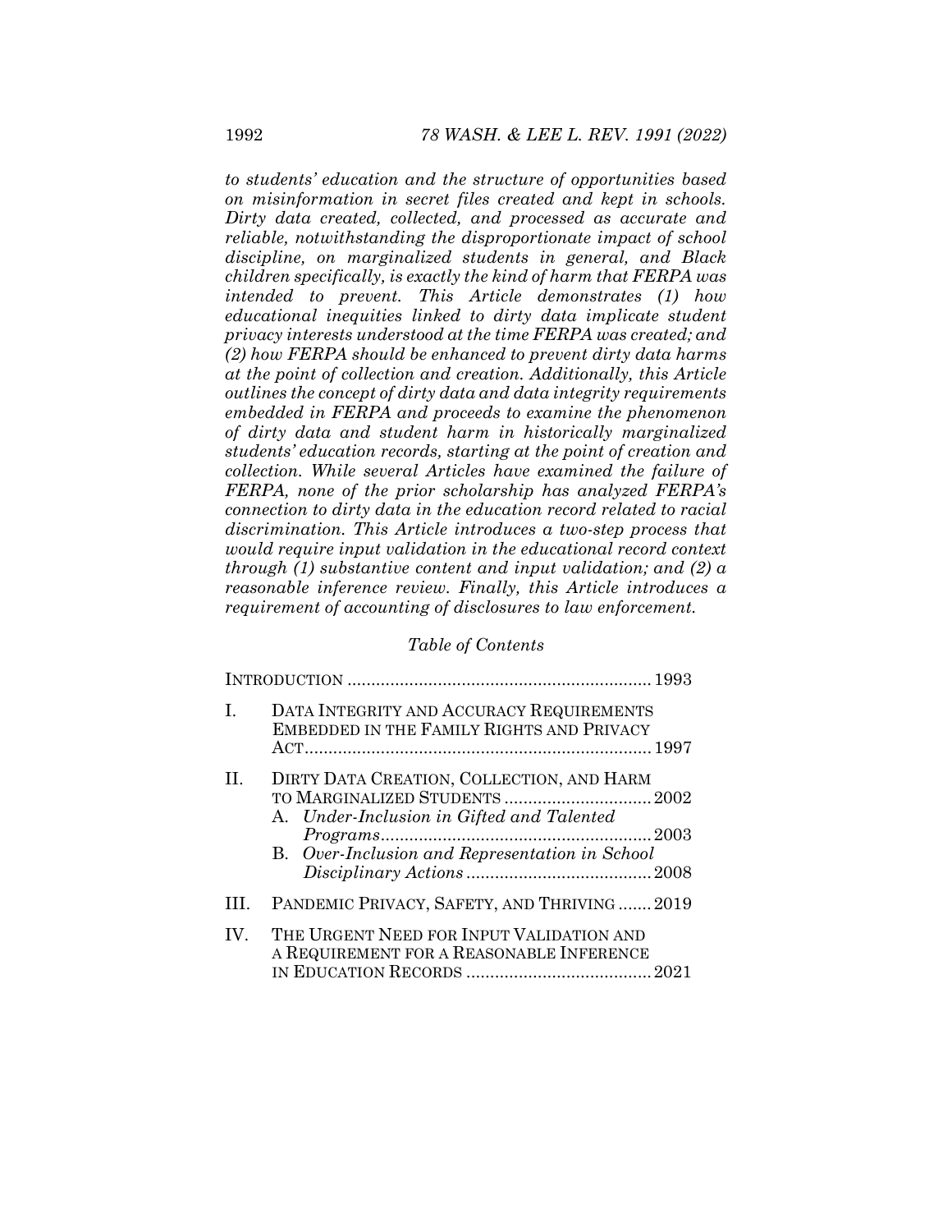*to students' education and the structure of opportunities based on misinformation in secret files created and kept in schools. Dirty data created, collected, and processed as accurate and reliable, notwithstanding the disproportionate impact of school discipline, on marginalized students in general, and Black children specifically, is exactly the kind of harm that FERPA was intended to prevent. This Article demonstrates (1) how educational inequities linked to dirty data implicate student privacy interests understood at the time FERPA was created; and (2) how FERPA should be enhanced to prevent dirty data harms at the point of collection and creation. Additionally, this Article outlines the concept of dirty data and data integrity requirements embedded in FERPA and proceeds to examine the phenomenon of dirty data and student harm in historically marginalized students' education records, starting at the point of creation and collection. While several Articles have examined the failure of FERPA, none of the prior scholarship has analyzed FERPA's connection to dirty data in the education record related to racial discrimination. This Article introduces a two-step process that would require input validation in the educational record context through (1) substantive content and input validation; and (2) a reasonable inference review. Finally, this Article introduces a requirement of accounting of disclosures to law enforcement.*

*Table of Contents*

INTRODUCTION ............................................................... 1993

I. DATA INTEGRITY AND ACCURACY REQUIREMENTS EMBEDDED IN THE FAMILY RIGHTS AND PRIVACY ACT......................................................................... 1997

II. DIRTY DATA CREATION, COLLECTION, AND HARM TO MARGINALIZED STUDENTS ............................... 2002
   - A. *Under-Inclusion in Gifted and Talented Programs*......................................................... 2003
   - B. *Over-Inclusion and Representation in School Disciplinary Actions* ....................................... 2008

III. PANDEMIC PRIVACY, SAFETY, AND THRIVING ....... 2019

IV. THE URGENT NEED FOR INPUT VALIDATION AND A REQUIREMENT FOR A REASONABLE INFERENCE IN EDUCATION RECORDS ....................................... 2021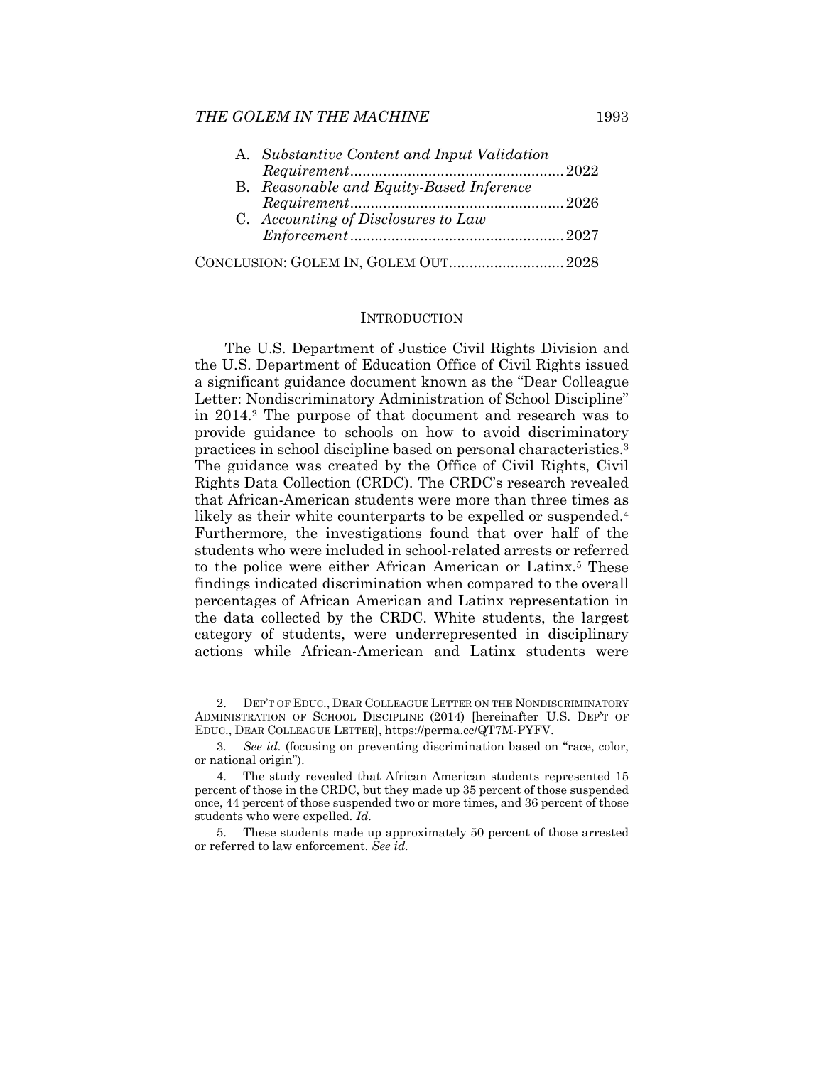A. *Substantive Content and Input Validation Requirement*....................................................2022

B. *Reasonable and Equity-Based Inference Requirement*....................................................2026

C. *Accounting of Disclosures to Law Enforcement*....................................................2027

CONCLUSION: GOLEM IN, GOLEM OUT............................2028

## INTRODUCTION

The U.S. Department of Justice Civil Rights Division and the U.S. Department of Education Office of Civil Rights issued a significant guidance document known as the "Dear Colleague Letter: Nondiscriminatory Administration of School Discipline" in 2014.[2] The purpose of that document and research was to provide guidance to schools on how to avoid discriminatory practices in school discipline based on personal characteristics.[3] The guidance was created by the Office of Civil Rights, Civil Rights Data Collection (CRDC). The CRDC's research revealed that African-American students were more than three times as likely as their white counterparts to be expelled or suspended.[4] Furthermore, the investigations found that over half of the students who were included in school-related arrests or referred to the police were either African American or Latinx.[5] These findings indicated discrimination when compared to the overall percentages of African American and Latinx representation in the data collected by the CRDC. White students, the largest category of students, were underrepresented in disciplinary actions while African-American and Latinx students were

---

2. DEP'T OF EDUC., DEAR COLLEAGUE LETTER ON THE NONDISCRIMINATORY ADMINISTRATION OF SCHOOL DISCIPLINE (2014) [hereinafter U.S. DEP'T OF EDUC., DEAR COLLEAGUE LETTER], https://perma.cc/QT7M-PYFV.

3. *See id.* (focusing on preventing discrimination based on "race, color, or national origin").

4. The study revealed that African American students represented 15 percent of those in the CRDC, but they made up 35 percent of those suspended once, 44 percent of those suspended two or more times, and 36 percent of those students who were expelled. *Id.*

5. These students made up approximately 50 percent of those arrested or referred to law enforcement. *See id.*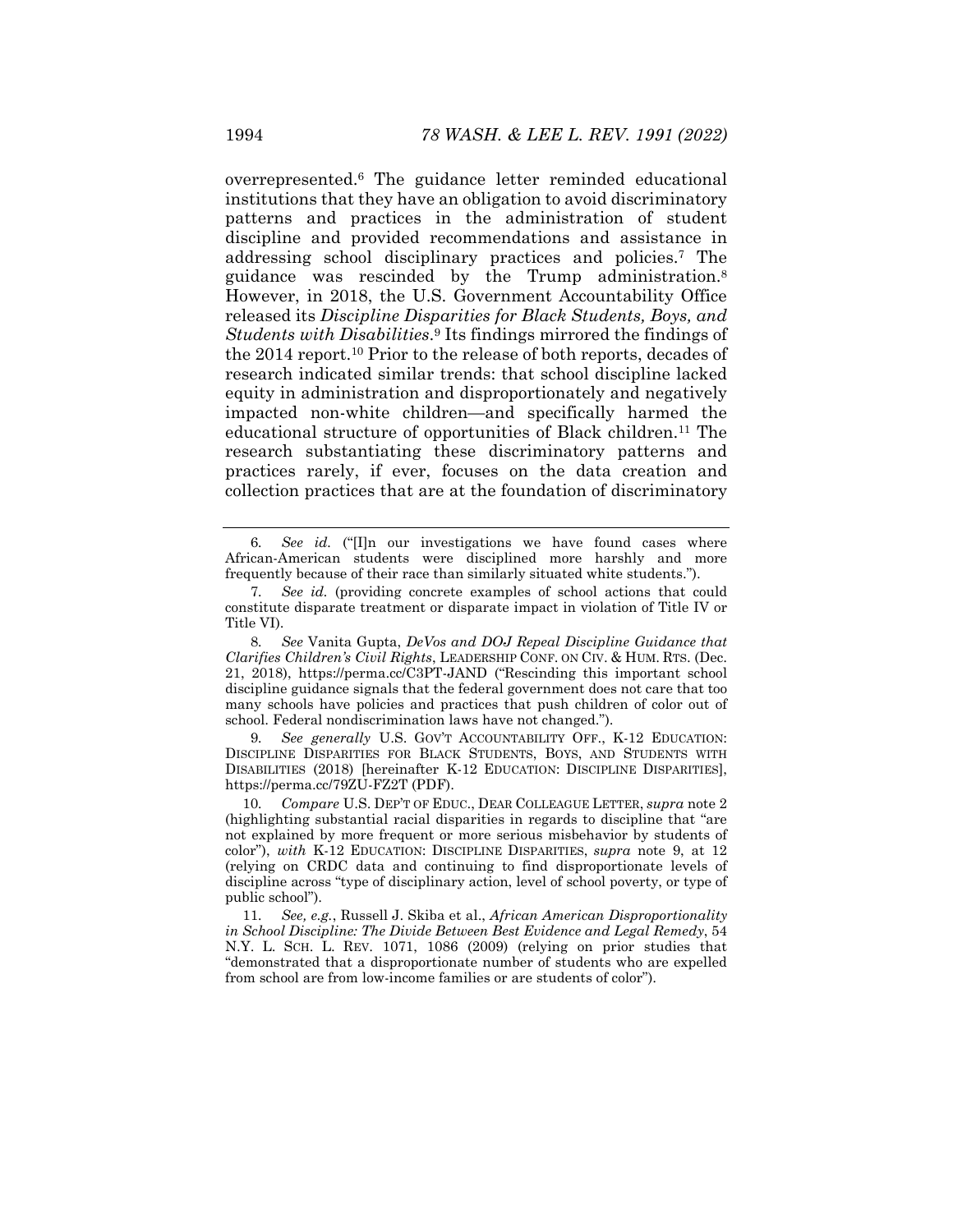overrepresented.[6] The guidance letter reminded educational institutions that they have an obligation to avoid discriminatory patterns and practices in the administration of student discipline and provided recommendations and assistance in addressing school disciplinary practices and policies.[7] The guidance was rescinded by the Trump administration.[8] However, in 2018, the U.S. Government Accountability Office released its *Discipline Disparities for Black Students, Boys, and Students with Disabilities*.[9] Its findings mirrored the findings of the 2014 report.[10] Prior to the release of both reports, decades of research indicated similar trends: that school discipline lacked equity in administration and disproportionately and negatively impacted non-white children—and specifically harmed the educational structure of opportunities of Black children.[11] The research substantiating these discriminatory patterns and practices rarely, if ever, focuses on the data creation and collection practices that are at the foundation of discriminatory

---

6. *See id.* ("[I]n our investigations we have found cases where African-American students were disciplined more harshly and more frequently because of their race than similarly situated white students.").

7. *See id.* (providing concrete examples of school actions that could constitute disparate treatment or disparate impact in violation of Title IV or Title VI).

8. *See* Vanita Gupta, *DeVos and DOJ Repeal Discipline Guidance that Clarifies Children's Civil Rights*, LEADERSHIP CONF. ON CIV. & HUM. RTS. (Dec. 21, 2018), https://perma.cc/C3PT-JAND ("Rescinding this important school discipline guidance signals that the federal government does not care that too many schools have policies and practices that push children of color out of school. Federal nondiscrimination laws have not changed.").

9. *See generally* U.S. GOV'T ACCOUNTABILITY OFF., K-12 EDUCATION: DISCIPLINE DISPARITIES FOR BLACK STUDENTS, BOYS, AND STUDENTS WITH DISABILITIES (2018) [hereinafter K-12 EDUCATION: DISCIPLINE DISPARITIES], https://perma.cc/79ZU-FZ2T (PDF).

10. *Compare* U.S. DEP'T OF EDUC., DEAR COLLEAGUE LETTER, *supra* note 2 (highlighting substantial racial disparities in regards to discipline that "are not explained by more frequent or more serious misbehavior by students of color"), *with* K-12 EDUCATION: DISCIPLINE DISPARITIES, *supra* note 9, at 12 (relying on CRDC data and continuing to find disproportionate levels of discipline across "type of disciplinary action, level of school poverty, or type of public school").

11. *See, e.g.*, Russell J. Skiba et al., *African American Disproportionality in School Discipline: The Divide Between Best Evidence and Legal Remedy*, 54 N.Y. L. SCH. L. REV. 1071, 1086 (2009) (relying on prior studies that "demonstrated that a disproportionate number of students who are expelled from school are from low-income families or are students of color").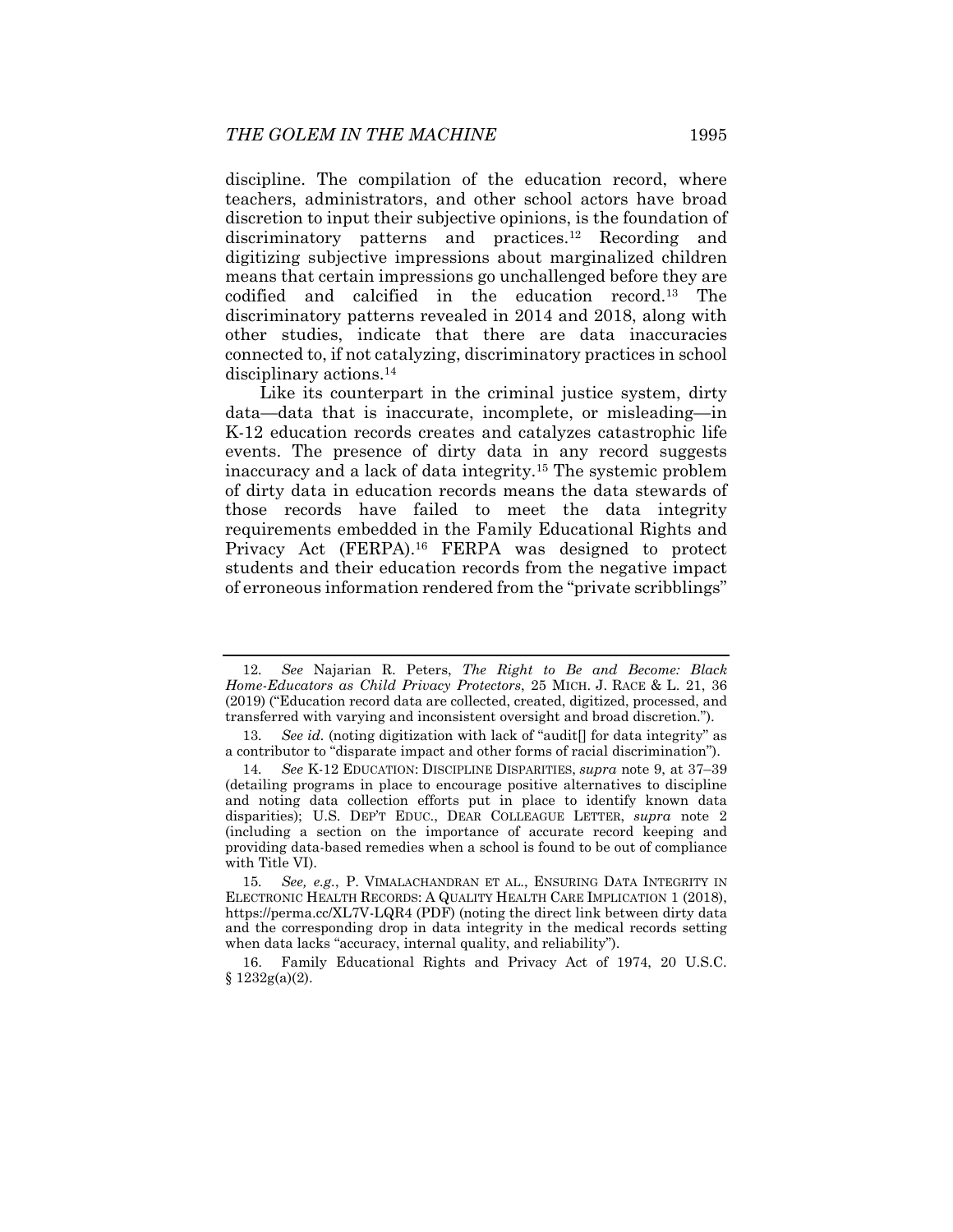discipline. The compilation of the education record, where teachers, administrators, and other school actors have broad discretion to input their subjective opinions, is the foundation of discriminatory patterns and practices.[12] Recording and digitizing subjective impressions about marginalized children means that certain impressions go unchallenged before they are codified and calcified in the education record.[13] The discriminatory patterns revealed in 2014 and 2018, along with other studies, indicate that there are data inaccuracies connected to, if not catalyzing, discriminatory practices in school disciplinary actions.[14]

Like its counterpart in the criminal justice system, dirty data—data that is inaccurate, incomplete, or misleading—in K-12 education records creates and catalyzes catastrophic life events. The presence of dirty data in any record suggests inaccuracy and a lack of data integrity.[15] The systemic problem of dirty data in education records means the data stewards of those records have failed to meet the data integrity requirements embedded in the Family Educational Rights and Privacy Act (FERPA).[16] FERPA was designed to protect students and their education records from the negative impact of erroneous information rendered from the "private scribblings"

---

12. *See* Najarian R. Peters, *The Right to Be and Become: Black Home-Educators as Child Privacy Protectors*, 25 MICH. J. RACE & L. 21, 36 (2019) ("Education record data are collected, created, digitized, processed, and transferred with varying and inconsistent oversight and broad discretion.").

13. *See id.* (noting digitization with lack of "audit[] for data integrity" as a contributor to "disparate impact and other forms of racial discrimination").

14. *See* K-12 EDUCATION: DISCIPLINE DISPARITIES, *supra* note 9, at 37–39 (detailing programs in place to encourage positive alternatives to discipline and noting data collection efforts put in place to identify known data disparities); U.S. DEP'T EDUC., DEAR COLLEAGUE LETTER, *supra* note 2 (including a section on the importance of accurate record keeping and providing data-based remedies when a school is found to be out of compliance with Title VI).

15. *See, e.g.*, P. VIMALACHANDRAN ET AL., ENSURING DATA INTEGRITY IN ELECTRONIC HEALTH RECORDS: A QUALITY HEALTH CARE IMPLICATION 1 (2018), https://perma.cc/XL7V-LQR4 (PDF) (noting the direct link between dirty data and the corresponding drop in data integrity in the medical records setting when data lacks "accuracy, internal quality, and reliability").

16. Family Educational Rights and Privacy Act of 1974, 20 U.S.C. § 1232g(a)(2).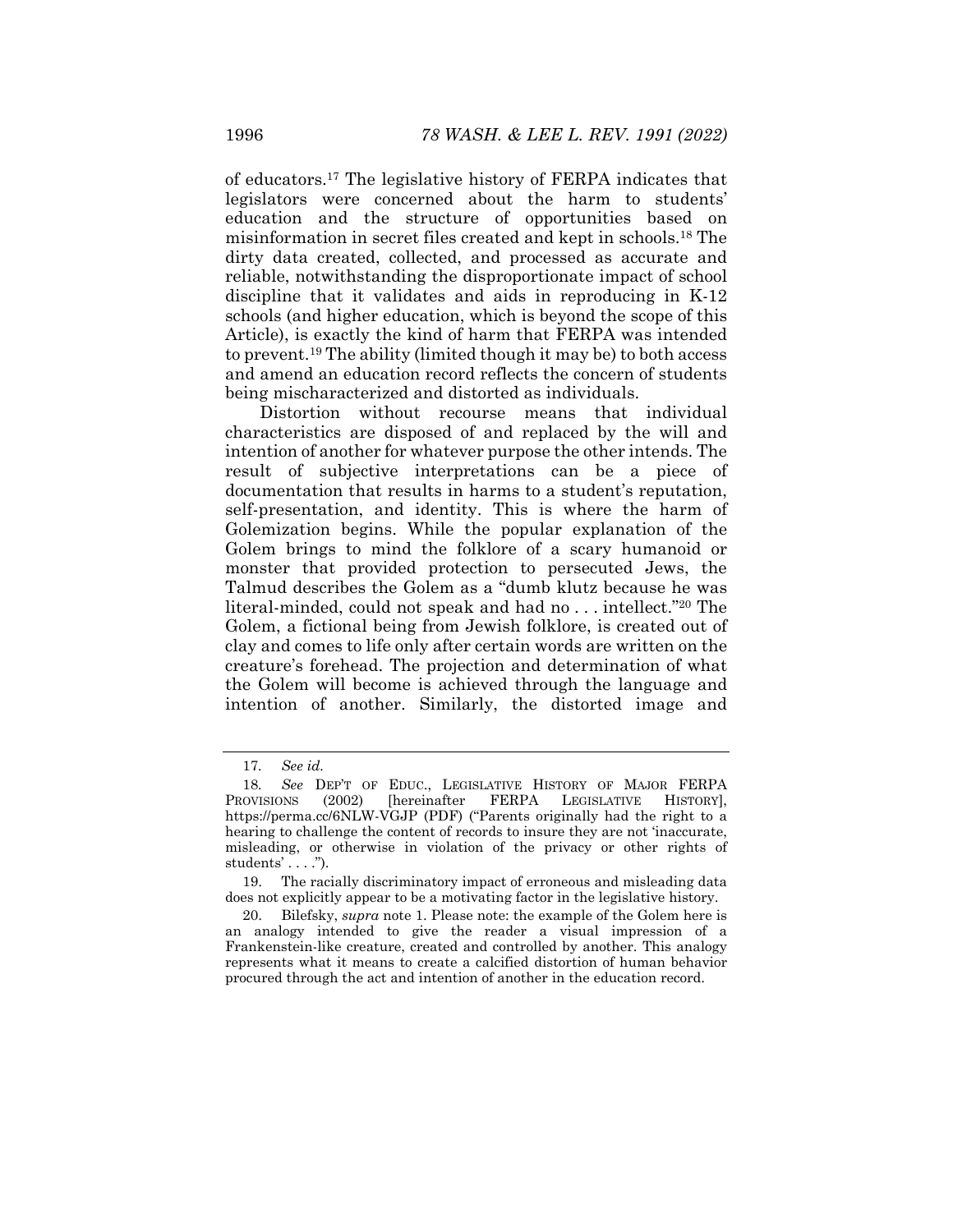of educators.[17] The legislative history of FERPA indicates that legislators were concerned about the harm to students' education and the structure of opportunities based on misinformation in secret files created and kept in schools.[18] The dirty data created, collected, and processed as accurate and reliable, notwithstanding the disproportionate impact of school discipline that it validates and aids in reproducing in K-12 schools (and higher education, which is beyond the scope of this Article), is exactly the kind of harm that FERPA was intended to prevent.[19] The ability (limited though it may be) to both access and amend an education record reflects the concern of students being mischaracterized and distorted as individuals.

Distortion without recourse means that individual characteristics are disposed of and replaced by the will and intention of another for whatever purpose the other intends. The result of subjective interpretations can be a piece of documentation that results in harms to a student's reputation, self-presentation, and identity. This is where the harm of Golemization begins. While the popular explanation of the Golem brings to mind the folklore of a scary humanoid or monster that provided protection to persecuted Jews, the Talmud describes the Golem as a "dumb klutz because he was literal-minded, could not speak and had no . . . intellect."[20] The Golem, a fictional being from Jewish folklore, is created out of clay and comes to life only after certain words are written on the creature's forehead. The projection and determination of what the Golem will become is achieved through the language and intention of another. Similarly, the distorted image and

---

17. *See id.*

18. *See* DEP'T OF EDUC., LEGISLATIVE HISTORY OF MAJOR FERPA PROVISIONS (2002) [hereinafter FERPA LEGISLATIVE HISTORY], https://perma.cc/6NLW-VGJP (PDF) ("Parents originally had the right to a hearing to challenge the content of records to insure they are not 'inaccurate, misleading, or otherwise in violation of the privacy or other rights of students' . . . .").

19. The racially discriminatory impact of erroneous and misleading data does not explicitly appear to be a motivating factor in the legislative history.

20. Bilefsky, *supra* note 1. Please note: the example of the Golem here is an analogy intended to give the reader a visual impression of a Frankenstein-like creature, created and controlled by another. This analogy represents what it means to create a calcified distortion of human behavior procured through the act and intention of another in the education record.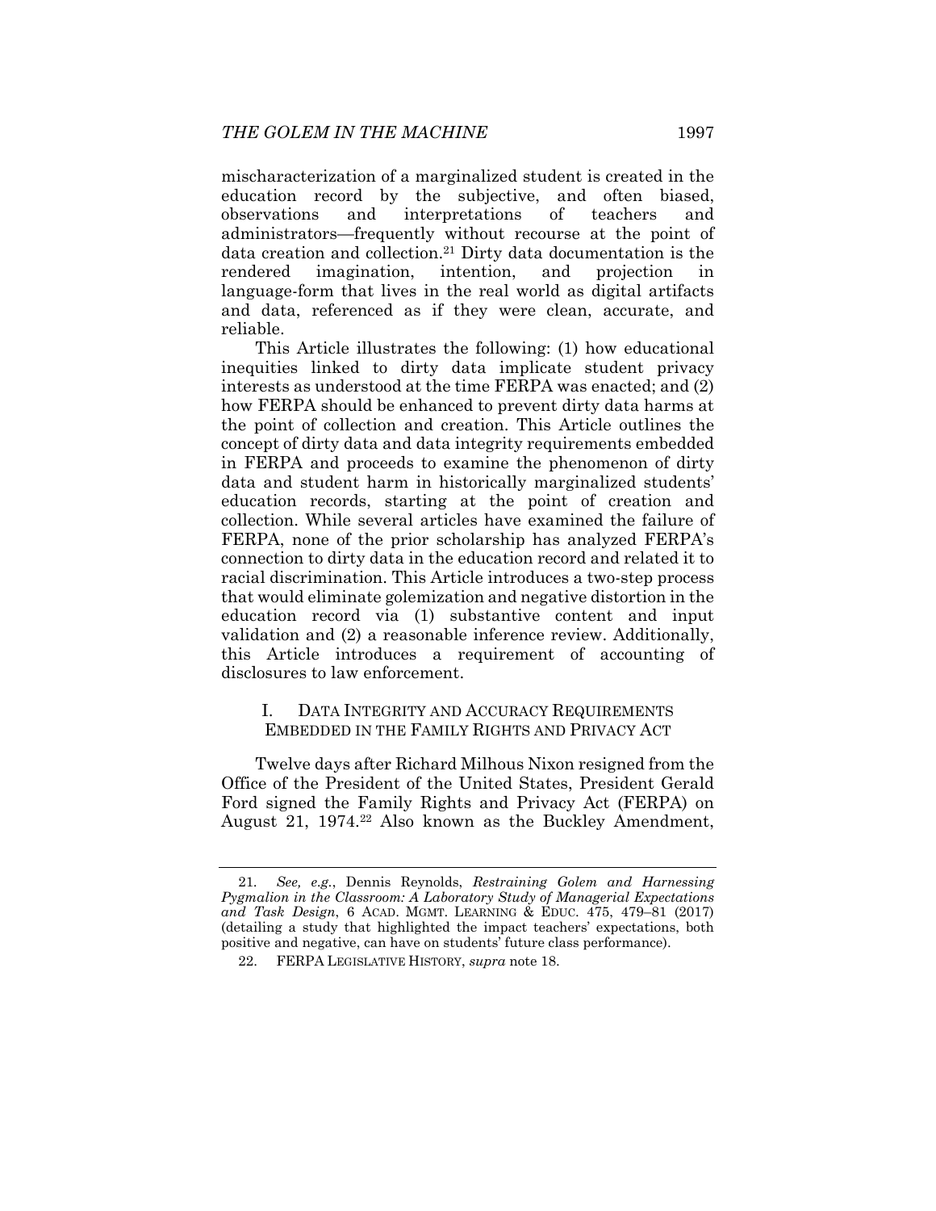mischaracterization of a marginalized student is created in the education record by the subjective, and often biased, observations and interpretations of teachers and administrators—frequently without recourse at the point of data creation and collection.[21] Dirty data documentation is the rendered imagination, intention, and projection in language-form that lives in the real world as digital artifacts and data, referenced as if they were clean, accurate, and reliable.

This Article illustrates the following: (1) how educational inequities linked to dirty data implicate student privacy interests as understood at the time FERPA was enacted; and (2) how FERPA should be enhanced to prevent dirty data harms at the point of collection and creation. This Article outlines the concept of dirty data and data integrity requirements embedded in FERPA and proceeds to examine the phenomenon of dirty data and student harm in historically marginalized students' education records, starting at the point of creation and collection. While several articles have examined the failure of FERPA, none of the prior scholarship has analyzed FERPA's connection to dirty data in the education record and related it to racial discrimination. This Article introduces a two-step process that would eliminate golemization and negative distortion in the education record via (1) substantive content and input validation and (2) a reasonable inference review. Additionally, this Article introduces a requirement of accounting of disclosures to law enforcement.

## I. DATA INTEGRITY AND ACCURACY REQUIREMENTS EMBEDDED IN THE FAMILY RIGHTS AND PRIVACY ACT

Twelve days after Richard Milhous Nixon resigned from the Office of the President of the United States, President Gerald Ford signed the Family Rights and Privacy Act (FERPA) on August 21, 1974.[22] Also known as the Buckley Amendment,

---

21. *See, e.g.*, Dennis Reynolds, *Restraining Golem and Harnessing Pygmalion in the Classroom: A Laboratory Study of Managerial Expectations and Task Design*, 6 ACAD. MGMT. LEARNING & EDUC. 475, 479–81 (2017) (detailing a study that highlighted the impact teachers' expectations, both positive and negative, can have on students' future class performance).

22. FERPA LEGISLATIVE HISTORY, *supra* note 18.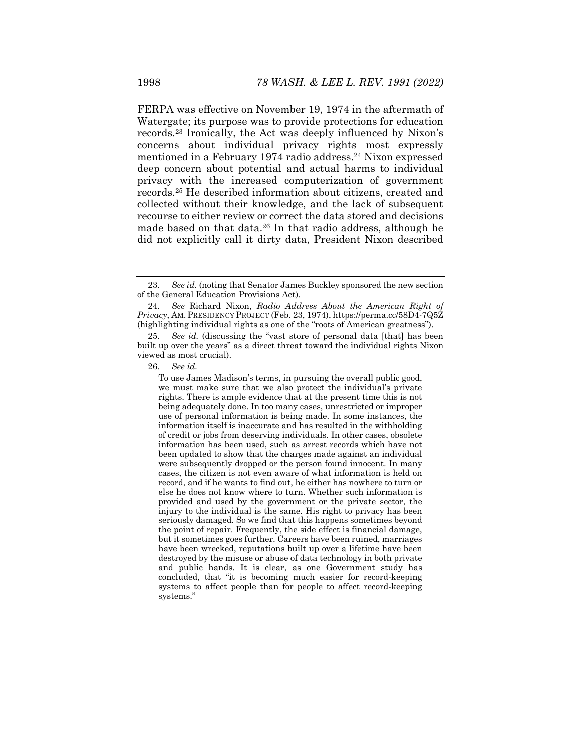FERPA was effective on November 19, 1974 in the aftermath of Watergate; its purpose was to provide protections for education records.[23] Ironically, the Act was deeply influenced by Nixon's concerns about individual privacy rights most expressly mentioned in a February 1974 radio address.[24] Nixon expressed deep concern about potential and actual harms to individual privacy with the increased computerization of government records.[25] He described information about citizens, created and collected without their knowledge, and the lack of subsequent recourse to either review or correct the data stored and decisions made based on that data.[26] In that radio address, although he did not explicitly call it dirty data, President Nixon described

---

23. *See id.* (noting that Senator James Buckley sponsored the new section of the General Education Provisions Act).

24. *See* Richard Nixon, *Radio Address About the American Right of Privacy*, AM. PRESIDENCY PROJECT (Feb. 23, 1974), https://perma.cc/58D4-7Q5Z (highlighting individual rights as one of the "roots of American greatness").

25. *See id.* (discussing the "vast store of personal data [that] has been built up over the years" as a direct threat toward the individual rights Nixon viewed as most crucial).

26. *See id.*

> To use James Madison's terms, in pursuing the overall public good, we must make sure that we also protect the individual's private rights. There is ample evidence that at the present time this is not being adequately done. In too many cases, unrestricted or improper use of personal information is being made. In some instances, the information itself is inaccurate and has resulted in the withholding of credit or jobs from deserving individuals. In other cases, obsolete information has been used, such as arrest records which have not been updated to show that the charges made against an individual were subsequently dropped or the person found innocent. In many cases, the citizen is not even aware of what information is held on record, and if he wants to find out, he either has nowhere to turn or else he does not know where to turn. Whether such information is provided and used by the government or the private sector, the injury to the individual is the same. His right to privacy has been seriously damaged. So we find that this happens sometimes beyond the point of repair. Frequently, the side effect is financial damage, but it sometimes goes further. Careers have been ruined, marriages have been wrecked, reputations built up over a lifetime have been destroyed by the misuse or abuse of data technology in both private and public hands. It is clear, as one Government study has concluded, that "it is becoming much easier for record-keeping systems to affect people than for people to affect record-keeping systems."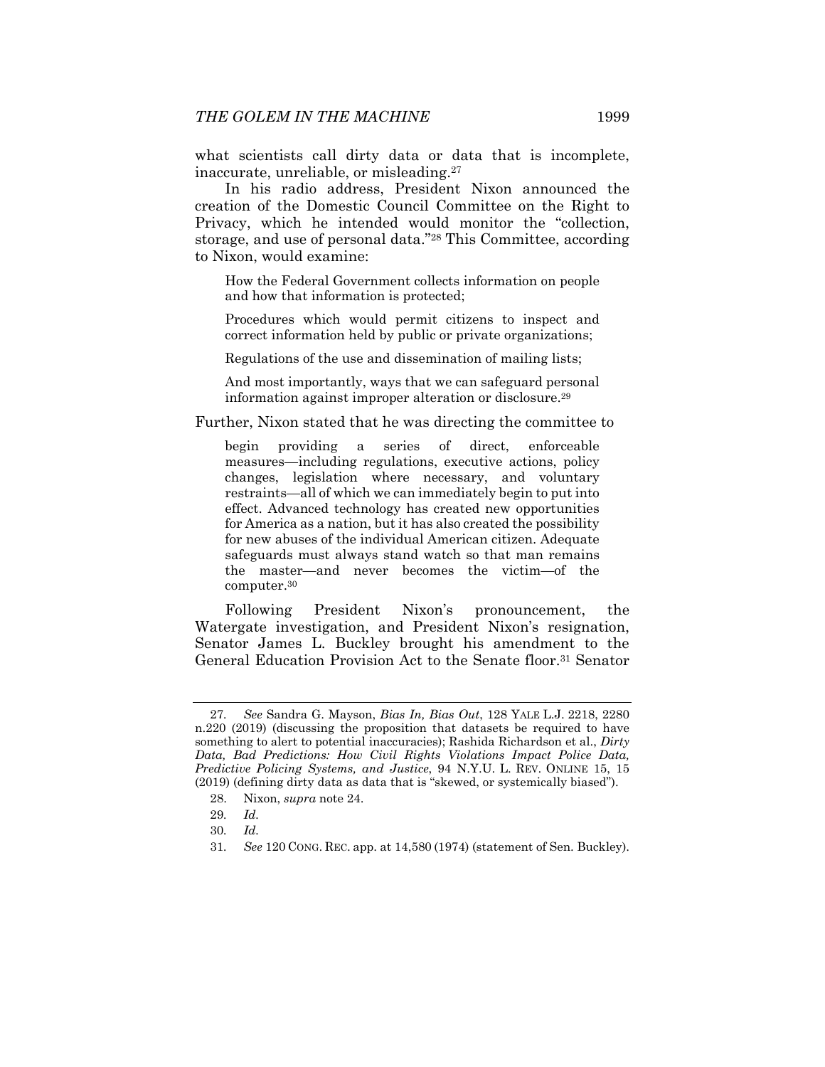what scientists call dirty data or data that is incomplete, inaccurate, unreliable, or misleading.[27]

In his radio address, President Nixon announced the creation of the Domestic Council Committee on the Right to Privacy, which he intended would monitor the "collection, storage, and use of personal data."[28] This Committee, according to Nixon, would examine:

> How the Federal Government collects information on people and how that information is protected;
>
> Procedures which would permit citizens to inspect and correct information held by public or private organizations;
>
> Regulations of the use and dissemination of mailing lists;
>
> And most importantly, ways that we can safeguard personal information against improper alteration or disclosure.[29]

Further, Nixon stated that he was directing the committee to

> begin providing a series of direct, enforceable measures—including regulations, executive actions, policy changes, legislation where necessary, and voluntary restraints—all of which we can immediately begin to put into effect. Advanced technology has created new opportunities for America as a nation, but it has also created the possibility for new abuses of the individual American citizen. Adequate safeguards must always stand watch so that man remains the master—and never becomes the victim—of the computer.[30]

Following President Nixon's pronouncement, the Watergate investigation, and President Nixon's resignation, Senator James L. Buckley brought his amendment to the General Education Provision Act to the Senate floor.[31] Senator

---

27. *See* Sandra G. Mayson, *Bias In, Bias Out*, 128 YALE L.J. 2218, 2280 n.220 (2019) (discussing the proposition that datasets be required to have something to alert to potential inaccuracies); Rashida Richardson et al., *Dirty Data, Bad Predictions: How Civil Rights Violations Impact Police Data, Predictive Policing Systems, and Justice*, 94 N.Y.U. L. REV. ONLINE 15, 15 (2019) (defining dirty data as data that is "skewed, or systemically biased").

28. Nixon, *supra* note 24.

29. *Id.*

30. *Id.*

31. *See* 120 CONG. REC. app. at 14,580 (1974) (statement of Sen. Buckley).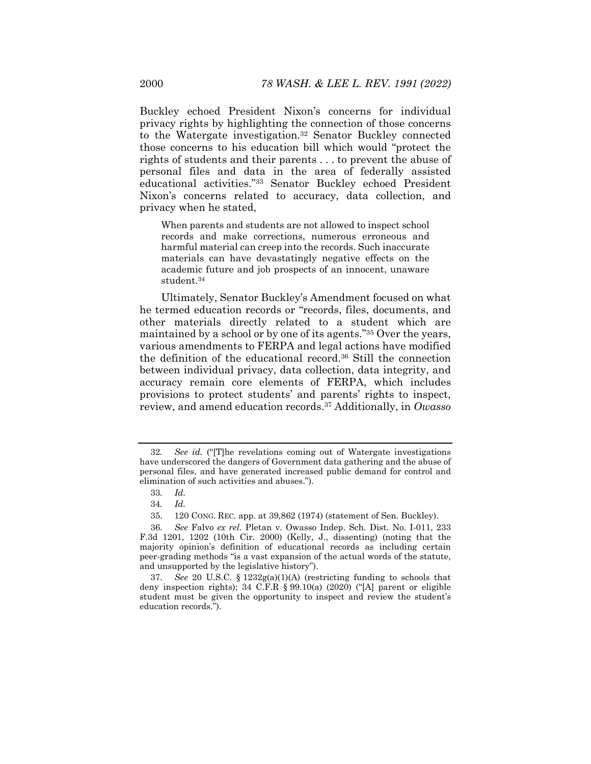Buckley echoed President Nixon's concerns for individual privacy rights by highlighting the connection of those concerns to the Watergate investigation.[32] Senator Buckley connected those concerns to his education bill which would "protect the rights of students and their parents . . . to prevent the abuse of personal files and data in the area of federally assisted educational activities."[33] Senator Buckley echoed President Nixon's concerns related to accuracy, data collection, and privacy when he stated,

> When parents and students are not allowed to inspect school records and make corrections, numerous erroneous and harmful material can creep into the records. Such inaccurate materials can have devastatingly negative effects on the academic future and job prospects of an innocent, unaware student.[34]

Ultimately, Senator Buckley's Amendment focused on what he termed education records or "records, files, documents, and other materials directly related to a student which are maintained by a school or by one of its agents."[35] Over the years, various amendments to FERPA and legal actions have modified the definition of the educational record.[36] Still the connection between individual privacy, data collection, data integrity, and accuracy remain core elements of FERPA, which includes provisions to protect students' and parents' rights to inspect, review, and amend education records.[37] Additionally, in *Owasso*

---

32. *See id.* ("[T]he revelations coming out of Watergate investigations have underscored the dangers of Government data gathering and the abuse of personal files, and have generated increased public demand for control and elimination of such activities and abuses.").

33. *Id.*

34. *Id.*

35. 120 CONG. REC. app. at 39,862 (1974) (statement of Sen. Buckley).

36. *See* Falvo *ex rel.* Pletan v. Owasso Indep. Sch. Dist. No. I-011, 233 F.3d 1201, 1202 (10th Cir. 2000) (Kelly, J., dissenting) (noting that the majority opinion's definition of educational records as including certain peer-grading methods "is a vast expansion of the actual words of the statute, and unsupported by the legislative history").

37. *See* 20 U.S.C. § 1232g(a)(1)(A) (restricting funding to schools that deny inspection rights); 34 C.F.R § 99.10(a) (2020) ("[A] parent or eligible student must be given the opportunity to inspect and review the student's education records.").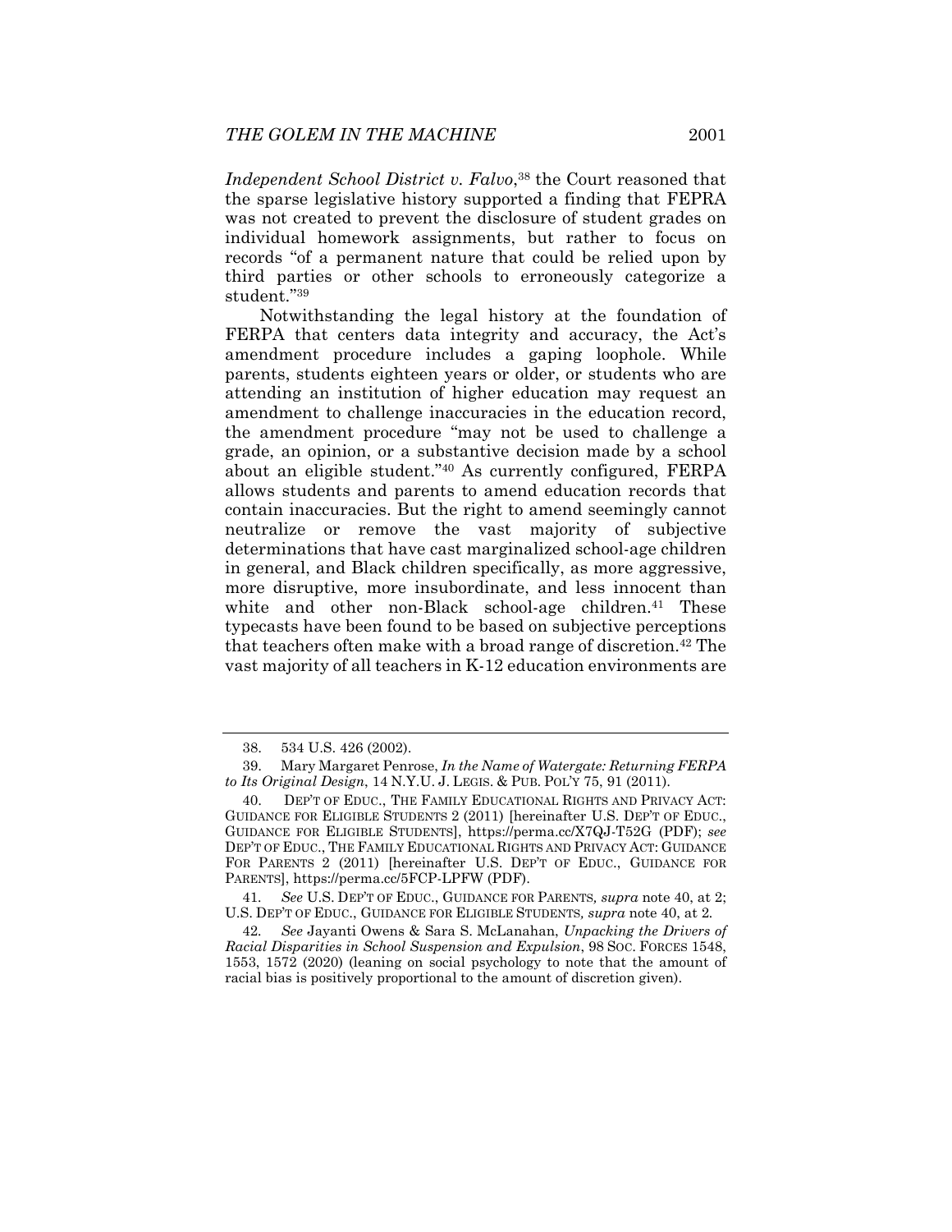*Independent School District v. Falvo*,[38] the Court reasoned that the sparse legislative history supported a finding that FEPRA was not created to prevent the disclosure of student grades on individual homework assignments, but rather to focus on records "of a permanent nature that could be relied upon by third parties or other schools to erroneously categorize a student."[39]

Notwithstanding the legal history at the foundation of FERPA that centers data integrity and accuracy, the Act's amendment procedure includes a gaping loophole. While parents, students eighteen years or older, or students who are attending an institution of higher education may request an amendment to challenge inaccuracies in the education record, the amendment procedure "may not be used to challenge a grade, an opinion, or a substantive decision made by a school about an eligible student."[40] As currently configured, FERPA allows students and parents to amend education records that contain inaccuracies. But the right to amend seemingly cannot neutralize or remove the vast majority of subjective determinations that have cast marginalized school-age children in general, and Black children specifically, as more aggressive, more disruptive, more insubordinate, and less innocent than white and other non-Black school-age children.[41] These typecasts have been found to be based on subjective perceptions that teachers often make with a broad range of discretion.[42] The vast majority of all teachers in K-12 education environments are

---

38. 534 U.S. 426 (2002).

39. Mary Margaret Penrose, *In the Name of Watergate: Returning FERPA to Its Original Design*, 14 N.Y.U. J. LEGIS. & PUB. POL'Y 75, 91 (2011).

40. DEP'T OF EDUC., THE FAMILY EDUCATIONAL RIGHTS AND PRIVACY ACT: GUIDANCE FOR ELIGIBLE STUDENTS 2 (2011) [hereinafter U.S. DEP'T OF EDUC., GUIDANCE FOR ELIGIBLE STUDENTS], https://perma.cc/X7QJ-T52G (PDF); *see* DEP'T OF EDUC., THE FAMILY EDUCATIONAL RIGHTS AND PRIVACY ACT: GUIDANCE FOR PARENTS 2 (2011) [hereinafter U.S. DEP'T OF EDUC., GUIDANCE FOR PARENTS], https://perma.cc/5FCP-LPFW (PDF).

41. *See* U.S. DEP'T OF EDUC., GUIDANCE FOR PARENTS*, supra* note 40, at 2; U.S. DEP'T OF EDUC., GUIDANCE FOR ELIGIBLE STUDENTS*, supra* note 40, at 2.

42. *See* Jayanti Owens & Sara S. McLanahan, *Unpacking the Drivers of Racial Disparities in School Suspension and Expulsion*, 98 SOC. FORCES 1548, 1553, 1572 (2020) (leaning on social psychology to note that the amount of racial bias is positively proportional to the amount of discretion given).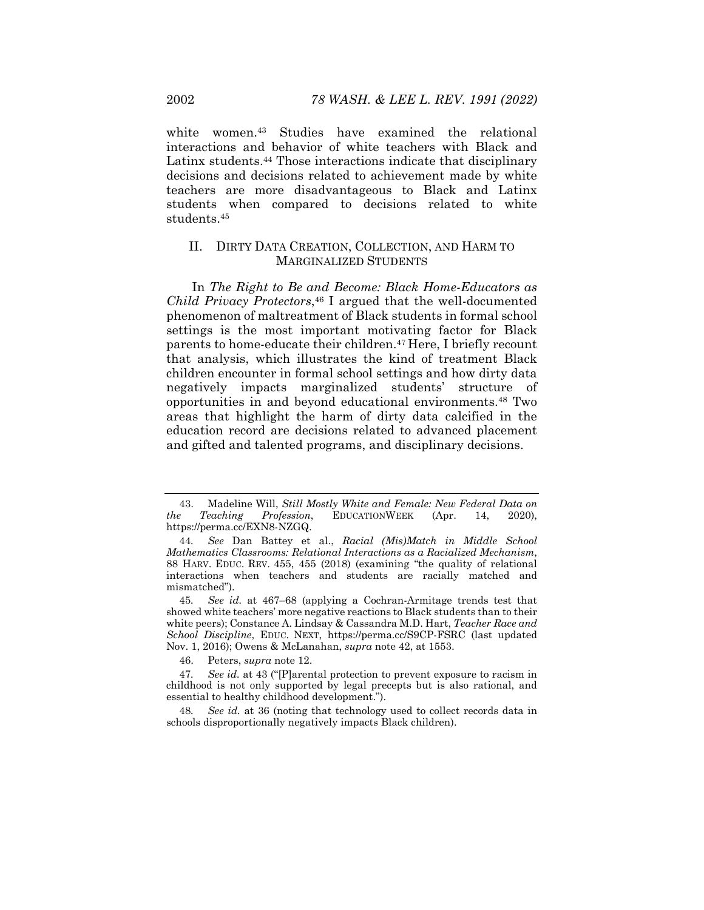white women.[43] Studies have examined the relational interactions and behavior of white teachers with Black and Latinx students.[44] Those interactions indicate that disciplinary decisions and decisions related to achievement made by white teachers are more disadvantageous to Black and Latinx students when compared to decisions related to white students.[45]

## II. DIRTY DATA CREATION, COLLECTION, AND HARM TO MARGINALIZED STUDENTS

In *The Right to Be and Become: Black Home-Educators as Child Privacy Protectors*,[46] I argued that the well-documented phenomenon of maltreatment of Black students in formal school settings is the most important motivating factor for Black parents to home-educate their children.[47] Here, I briefly recount that analysis, which illustrates the kind of treatment Black children encounter in formal school settings and how dirty data negatively impacts marginalized students' structure of opportunities in and beyond educational environments.[48] Two areas that highlight the harm of dirty data calcified in the education record are decisions related to advanced placement and gifted and talented programs, and disciplinary decisions.

---

43. Madeline Will, *Still Mostly White and Female: New Federal Data on the Teaching Profession*, EDUCATIONWEEK (Apr. 14, 2020), https://perma.cc/EXN8-NZGQ.

44. *See* Dan Battey et al., *Racial (Mis)Match in Middle School Mathematics Classrooms: Relational Interactions as a Racialized Mechanism*, 88 HARV. EDUC. REV. 455, 455 (2018) (examining "the quality of relational interactions when teachers and students are racially matched and mismatched").

45. *See id.* at 467–68 (applying a Cochran-Armitage trends test that showed white teachers' more negative reactions to Black students than to their white peers); Constance A. Lindsay & Cassandra M.D. Hart, *Teacher Race and School Discipline*, EDUC. NEXT, https://perma.cc/S9CP-FSRC (last updated Nov. 1, 2016); Owens & McLanahan, *supra* note 42, at 1553.

46. Peters, *supra* note 12.

47. *See id.* at 43 ("[P]arental protection to prevent exposure to racism in childhood is not only supported by legal precepts but is also rational, and essential to healthy childhood development.").

48. *See id.* at 36 (noting that technology used to collect records data in schools disproportionally negatively impacts Black children).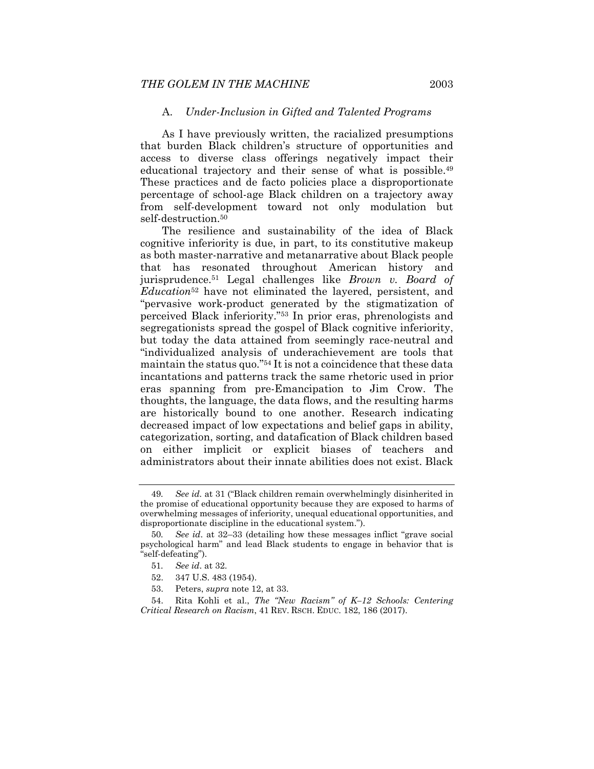### A. *Under-Inclusion in Gifted and Talented Programs*

As I have previously written, the racialized presumptions that burden Black children's structure of opportunities and access to diverse class offerings negatively impact their educational trajectory and their sense of what is possible.[49] These practices and de facto policies place a disproportionate percentage of school-age Black children on a trajectory away from self-development toward not only modulation but self-destruction.[50]

The resilience and sustainability of the idea of Black cognitive inferiority is due, in part, to its constitutive makeup as both master-narrative and metanarrative about Black people that has resonated throughout American history and jurisprudence.[51] Legal challenges like *Brown v. Board of Education*[52] have not eliminated the layered, persistent, and "pervasive work-product generated by the stigmatization of perceived Black inferiority."[53] In prior eras, phrenologists and segregationists spread the gospel of Black cognitive inferiority, but today the data attained from seemingly race-neutral and "individualized analysis of underachievement are tools that maintain the status quo."[54] It is not a coincidence that these data incantations and patterns track the same rhetoric used in prior eras spanning from pre-Emancipation to Jim Crow. The thoughts, the language, the data flows, and the resulting harms are historically bound to one another. Research indicating decreased impact of low expectations and belief gaps in ability, categorization, sorting, and datafication of Black children based on either implicit or explicit biases of teachers and administrators about their innate abilities does not exist. Black

---

49. *See id.* at 31 ("Black children remain overwhelmingly disinherited in the promise of educational opportunity because they are exposed to harms of overwhelming messages of inferiority, unequal educational opportunities, and disproportionate discipline in the educational system.").

50. *See id*. at 32–33 (detailing how these messages inflict "grave social psychological harm" and lead Black students to engage in behavior that is "self-defeating").

51. *See id*. at 32.

52. 347 U.S. 483 (1954).

53. Peters, *supra* note 12, at 33.

54. Rita Kohli et al., *The "New Racism" of K–12 Schools: Centering Critical Research on Racism*, 41 REV. RSCH. EDUC. 182, 186 (2017).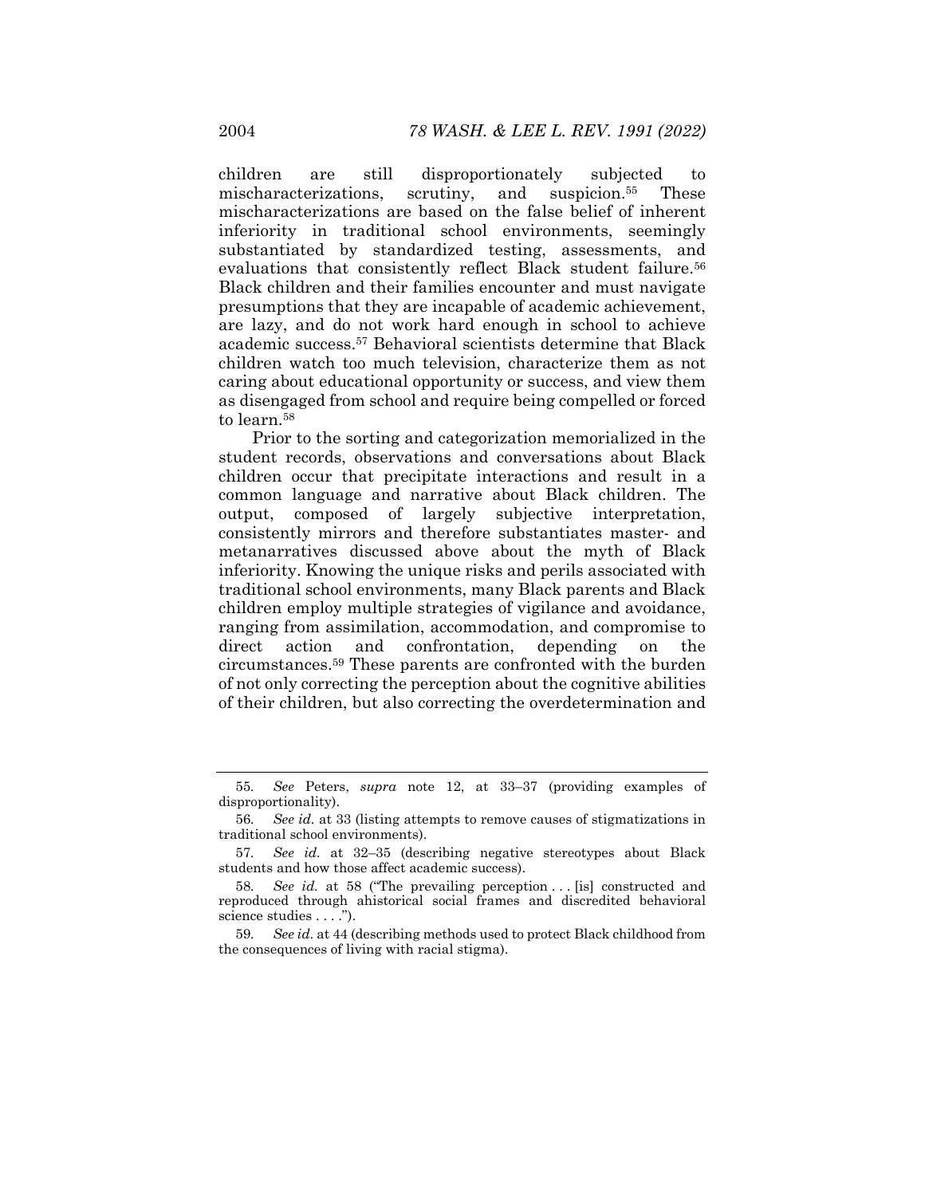children are still disproportionately subjected to mischaracterizations, scrutiny, and suspicion.[55] These mischaracterizations are based on the false belief of inherent inferiority in traditional school environments, seemingly substantiated by standardized testing, assessments, and evaluations that consistently reflect Black student failure.[56] Black children and their families encounter and must navigate presumptions that they are incapable of academic achievement, are lazy, and do not work hard enough in school to achieve academic success.[57] Behavioral scientists determine that Black children watch too much television, characterize them as not caring about educational opportunity or success, and view them as disengaged from school and require being compelled or forced to learn.[58]

Prior to the sorting and categorization memorialized in the student records, observations and conversations about Black children occur that precipitate interactions and result in a common language and narrative about Black children. The output, composed of largely subjective interpretation, consistently mirrors and therefore substantiates master- and metanarratives discussed above about the myth of Black inferiority. Knowing the unique risks and perils associated with traditional school environments, many Black parents and Black children employ multiple strategies of vigilance and avoidance, ranging from assimilation, accommodation, and compromise to direct action and confrontation, depending on the circumstances.[59] These parents are confronted with the burden of not only correcting the perception about the cognitive abilities of their children, but also correcting the overdetermination and

---

55. *See* Peters, *supra* note 12, at 33–37 (providing examples of disproportionality).

56. *See id.* at 33 (listing attempts to remove causes of stigmatizations in traditional school environments).

57. *See id.* at 32–35 (describing negative stereotypes about Black students and how those affect academic success).

58. *See id.* at 58 ("The prevailing perception . . . [is] constructed and reproduced through ahistorical social frames and discredited behavioral science studies . . . .").

59. *See id*. at 44 (describing methods used to protect Black childhood from the consequences of living with racial stigma).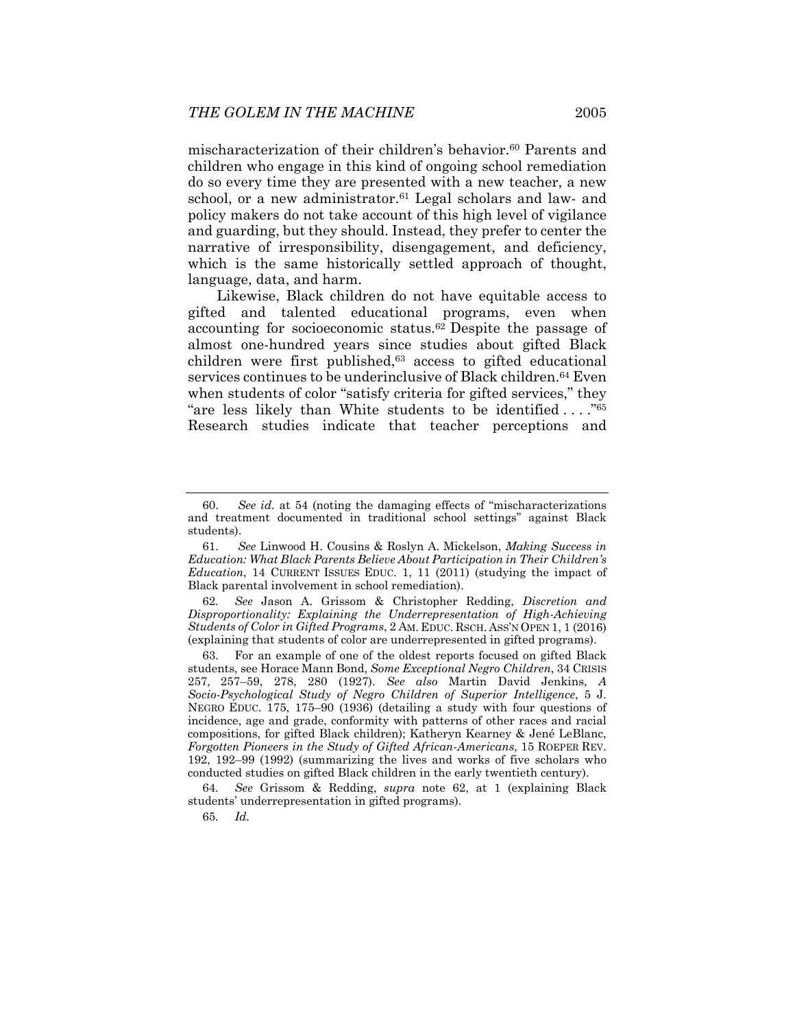mischaracterization of their children's behavior.[60] Parents and children who engage in this kind of ongoing school remediation do so every time they are presented with a new teacher, a new school, or a new administrator.[61] Legal scholars and law- and policy makers do not take account of this high level of vigilance and guarding, but they should. Instead, they prefer to center the narrative of irresponsibility, disengagement, and deficiency, which is the same historically settled approach of thought, language, data, and harm.

Likewise, Black children do not have equitable access to gifted and talented educational programs, even when accounting for socioeconomic status.[62] Despite the passage of almost one-hundred years since studies about gifted Black children were first published,[63] access to gifted educational services continues to be underinclusive of Black children.[64] Even when students of color "satisfy criteria for gifted services," they "are less likely than White students to be identified . . . ."[65] Research studies indicate that teacher perceptions and

---

60. *See id.* at 54 (noting the damaging effects of "mischaracterizations and treatment documented in traditional school settings" against Black students).

61. *See* Linwood H. Cousins & Roslyn A. Mickelson, *Making Success in Education: What Black Parents Believe About Participation in Their Children's Education*, 14 CURRENT ISSUES EDUC. 1, 11 (2011) (studying the impact of Black parental involvement in school remediation).

62. *See* Jason A. Grissom & Christopher Redding, *Discretion and Disproportionality: Explaining the Underrepresentation of High-Achieving Students of Color in Gifted Programs*, 2 AM. EDUC. RSCH. ASS'N OPEN 1, 1 (2016) (explaining that students of color are underrepresented in gifted programs).

63. For an example of one of the oldest reports focused on gifted Black students, see Horace Mann Bond, *Some Exceptional Negro Children*, 34 CRISIS 257, 257–59, 278, 280 (1927). *See also* Martin David Jenkins, *A Socio-Psychological Study of Negro Children of Superior Intelligence*, 5 J. NEGRO EDUC. 175, 175–90 (1936) (detailing a study with four questions of incidence, age and grade, conformity with patterns of other races and racial compositions, for gifted Black children); Katheryn Kearney & Jené LeBlanc, *Forgotten Pioneers in the Study of Gifted African-Americans*, 15 ROEPER REV. 192, 192–99 (1992) (summarizing the lives and works of five scholars who conducted studies on gifted Black children in the early twentieth century).

64. *See* Grissom & Redding, *supra* note 62, at 1 (explaining Black students' underrepresentation in gifted programs).

65. *Id.*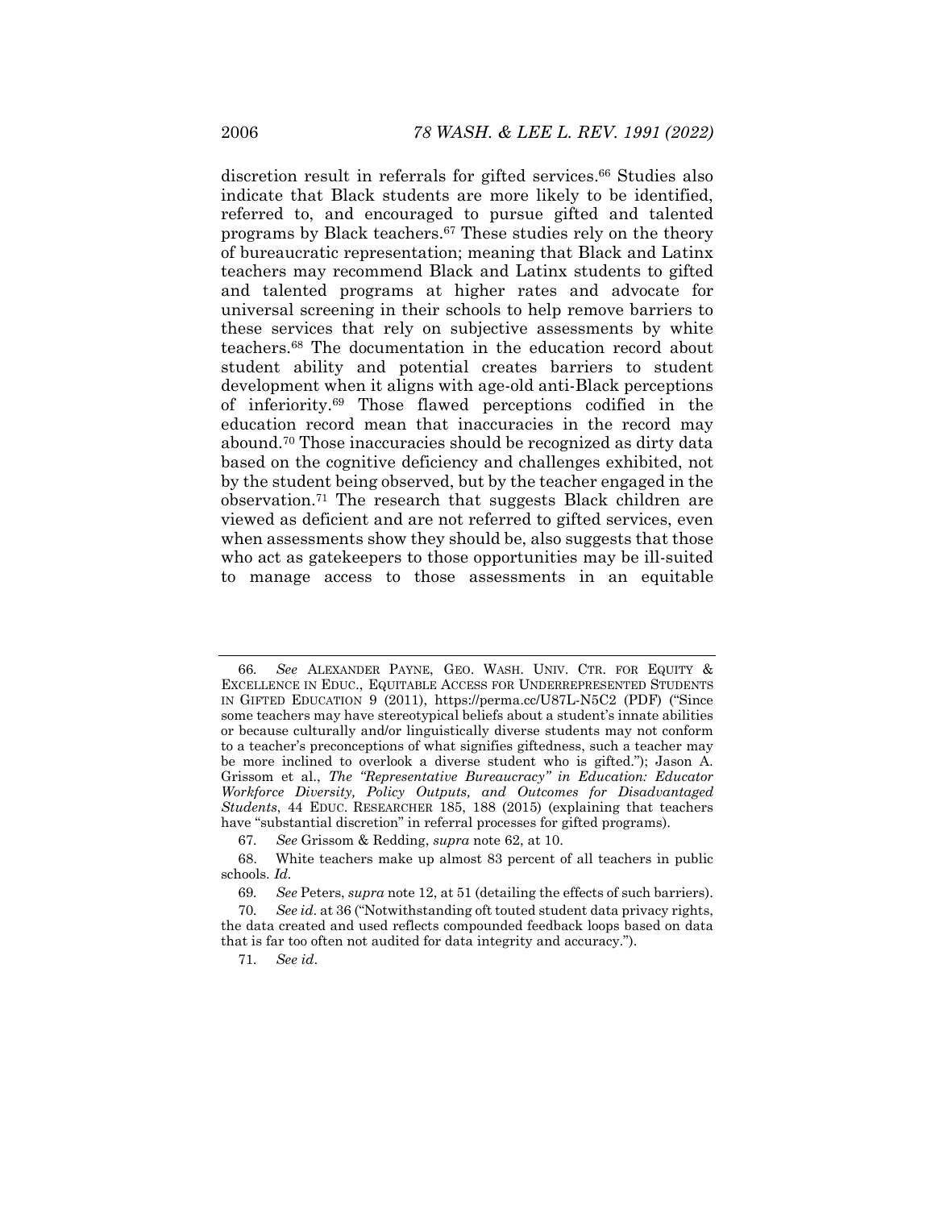discretion result in referrals for gifted services.[66] Studies also indicate that Black students are more likely to be identified, referred to, and encouraged to pursue gifted and talented programs by Black teachers.[67] These studies rely on the theory of bureaucratic representation; meaning that Black and Latinx teachers may recommend Black and Latinx students to gifted and talented programs at higher rates and advocate for universal screening in their schools to help remove barriers to these services that rely on subjective assessments by white teachers.[68] The documentation in the education record about student ability and potential creates barriers to student development when it aligns with age-old anti-Black perceptions of inferiority.[69] Those flawed perceptions codified in the education record mean that inaccuracies in the record may abound.[70] Those inaccuracies should be recognized as dirty data based on the cognitive deficiency and challenges exhibited, not by the student being observed, but by the teacher engaged in the observation.[71] The research that suggests Black children are viewed as deficient and are not referred to gifted services, even when assessments show they should be, also suggests that those who act as gatekeepers to those opportunities may be ill-suited to manage access to those assessments in an equitable

---

66. *See* ALEXANDER PAYNE, GEO. WASH. UNIV. CTR. FOR EQUITY & EXCELLENCE IN EDUC., EQUITABLE ACCESS FOR UNDERREPRESENTED STUDENTS IN GIFTED EDUCATION 9 (2011), https://perma.cc/U87L-N5C2 (PDF) ("Since some teachers may have stereotypical beliefs about a student's innate abilities or because culturally and/or linguistically diverse students may not conform to a teacher's preconceptions of what signifies giftedness, such a teacher may be more inclined to overlook a diverse student who is gifted."); Jason A. Grissom et al., *The "Representative Bureaucracy" in Education: Educator Workforce Diversity, Policy Outputs, and Outcomes for Disadvantaged Students*, 44 EDUC. RESEARCHER 185, 188 (2015) (explaining that teachers have "substantial discretion" in referral processes for gifted programs).

67. *See* Grissom & Redding, *supra* note 62, at 10.

68. White teachers make up almost 83 percent of all teachers in public schools. *Id.*

69. *See* Peters, *supra* note 12, at 51 (detailing the effects of such barriers).

70. *See id.* at 36 ("Notwithstanding oft touted student data privacy rights, the data created and used reflects compounded feedback loops based on data that is far too often not audited for data integrity and accuracy.").

71. *See id*.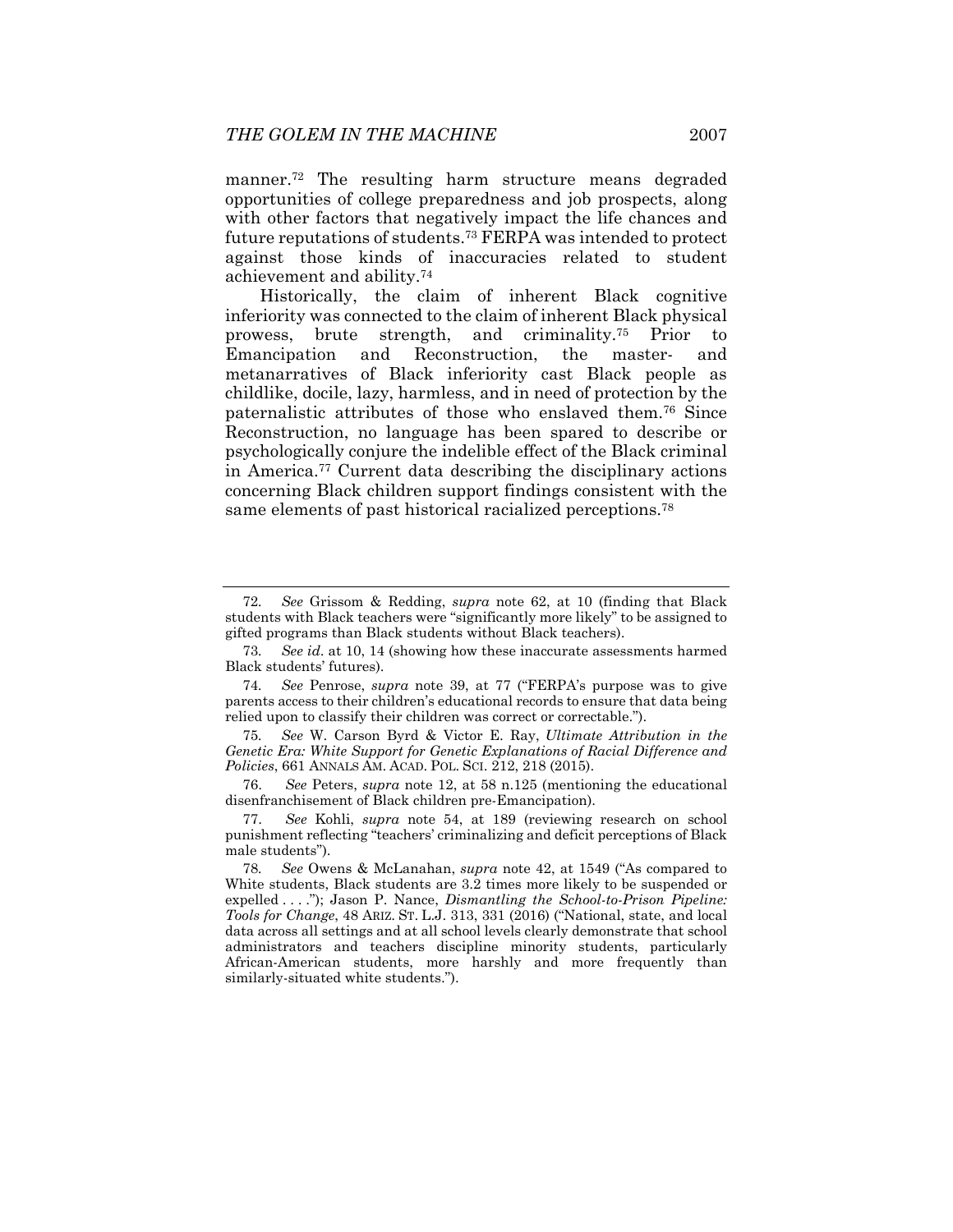manner.[72] The resulting harm structure means degraded opportunities of college preparedness and job prospects, along with other factors that negatively impact the life chances and future reputations of students.[73] FERPA was intended to protect against those kinds of inaccuracies related to student achievement and ability.[74]

Historically, the claim of inherent Black cognitive inferiority was connected to the claim of inherent Black physical prowess, brute strength, and criminality.[75] Prior to Emancipation and Reconstruction, the master- and metanarratives of Black inferiority cast Black people as childlike, docile, lazy, harmless, and in need of protection by the paternalistic attributes of those who enslaved them.[76] Since Reconstruction, no language has been spared to describe or psychologically conjure the indelible effect of the Black criminal in America.[77] Current data describing the disciplinary actions concerning Black children support findings consistent with the same elements of past historical racialized perceptions.[78]

---

72. *See* Grissom & Redding, *supra* note 62, at 10 (finding that Black students with Black teachers were "significantly more likely" to be assigned to gifted programs than Black students without Black teachers).

73. *See id.* at 10, 14 (showing how these inaccurate assessments harmed Black students' futures).

74. *See* Penrose, *supra* note 39, at 77 ("FERPA's purpose was to give parents access to their children's educational records to ensure that data being relied upon to classify their children was correct or correctable.").

75. *See* W. Carson Byrd & Victor E. Ray, *Ultimate Attribution in the Genetic Era: White Support for Genetic Explanations of Racial Difference and Policies*, 661 ANNALS AM. ACAD. POL. SCI. 212, 218 (2015).

76. *See* Peters, *supra* note 12, at 58 n.125 (mentioning the educational disenfranchisement of Black children pre-Emancipation).

77. *See* Kohli, *supra* note 54, at 189 (reviewing research on school punishment reflecting "teachers' criminalizing and deficit perceptions of Black male students").

78. *See* Owens & McLanahan, *supra* note 42, at 1549 ("As compared to White students, Black students are 3.2 times more likely to be suspended or expelled . . . ."); Jason P. Nance, *Dismantling the School-to-Prison Pipeline: Tools for Change*, 48 ARIZ. ST. L.J. 313, 331 (2016) ("National, state, and local data across all settings and at all school levels clearly demonstrate that school administrators and teachers discipline minority students, particularly African-American students, more harshly and more frequently than similarly-situated white students.").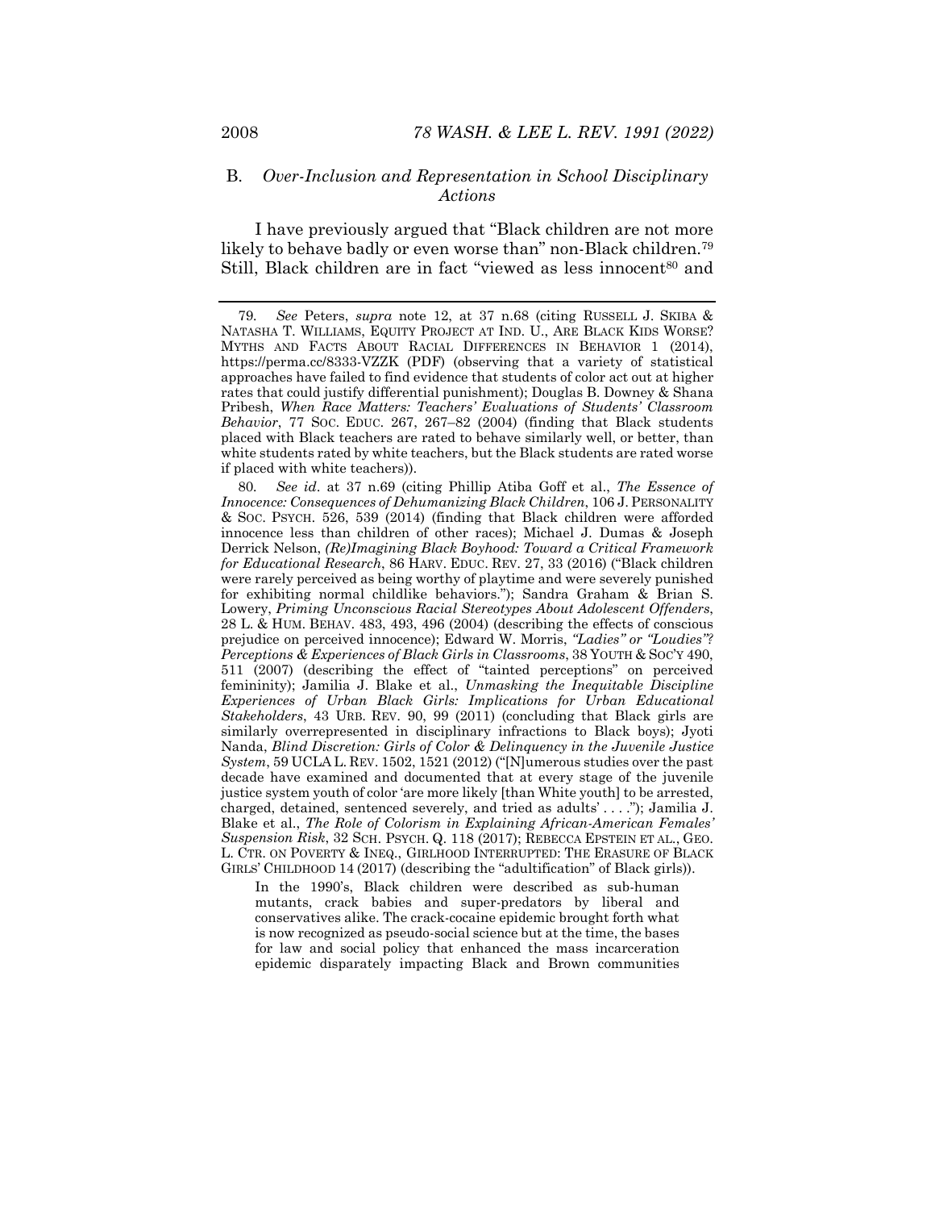## B. *Over-Inclusion and Representation in School Disciplinary Actions*

I have previously argued that "Black children are not more likely to behave badly or even worse than" non-Black children.[79] Still, Black children are in fact "viewed as less innocent[80] and

79. *See* Peters, *supra* note 12, at 37 n.68 (citing RUSSELL J. SKIBA & NATASHA T. WILLIAMS, EQUITY PROJECT AT IND. U., ARE BLACK KIDS WORSE? MYTHS AND FACTS ABOUT RACIAL DIFFERENCES IN BEHAVIOR 1 (2014), https://perma.cc/8333-VZZK (PDF) (observing that a variety of statistical approaches have failed to find evidence that students of color act out at higher rates that could justify differential punishment); Douglas B. Downey & Shana Pribesh, *When Race Matters: Teachers' Evaluations of Students' Classroom Behavior*, 77 SOC. EDUC. 267, 267–82 (2004) (finding that Black students placed with Black teachers are rated to behave similarly well, or better, than white students rated by white teachers, but the Black students are rated worse if placed with white teachers)).

80. *See id*. at 37 n.69 (citing Phillip Atiba Goff et al., *The Essence of Innocence: Consequences of Dehumanizing Black Children*, 106 J. PERSONALITY & SOC. PSYCH. 526, 539 (2014) (finding that Black children were afforded innocence less than children of other races); Michael J. Dumas & Joseph Derrick Nelson, *(Re)Imagining Black Boyhood: Toward a Critical Framework for Educational Research*, 86 HARV. EDUC. REV. 27, 33 (2016) ("Black children were rarely perceived as being worthy of playtime and were severely punished for exhibiting normal childlike behaviors."); Sandra Graham & Brian S. Lowery, *Priming Unconscious Racial Stereotypes About Adolescent Offenders*, 28 L. & HUM. BEHAV. 483, 493, 496 (2004) (describing the effects of conscious prejudice on perceived innocence); Edward W. Morris, *"Ladies" or "Loudies"? Perceptions & Experiences of Black Girls in Classrooms*, 38 YOUTH & SOC'Y 490, 511 (2007) (describing the effect of "tainted perceptions" on perceived femininity); Jamilia J. Blake et al., *Unmasking the Inequitable Discipline Experiences of Urban Black Girls: Implications for Urban Educational Stakeholders*, 43 URB. REV. 90, 99 (2011) (concluding that Black girls are similarly overrepresented in disciplinary infractions to Black boys); Jyoti Nanda, *Blind Discretion: Girls of Color & Delinquency in the Juvenile Justice System*, 59 UCLA L. REV. 1502, 1521 (2012) ("[N]umerous studies over the past decade have examined and documented that at every stage of the juvenile justice system youth of color 'are more likely [than White youth] to be arrested, charged, detained, sentenced severely, and tried as adults' . . . ."); Jamilia J. Blake et al., *The Role of Colorism in Explaining African-American Females' Suspension Risk*, 32 SCH. PSYCH. Q. 118 (2017); REBECCA EPSTEIN ET AL., GEO. L. CTR. ON POVERTY & INEQ., GIRLHOOD INTERRUPTED: THE ERASURE OF BLACK GIRLS' CHILDHOOD 14 (2017) (describing the "adultification" of Black girls)).

> In the 1990's, Black children were described as sub-human mutants, crack babies and super-predators by liberal and conservatives alike. The crack-cocaine epidemic brought forth what is now recognized as pseudo-social science but at the time, the bases for law and social policy that enhanced the mass incarceration epidemic disparately impacting Black and Brown communities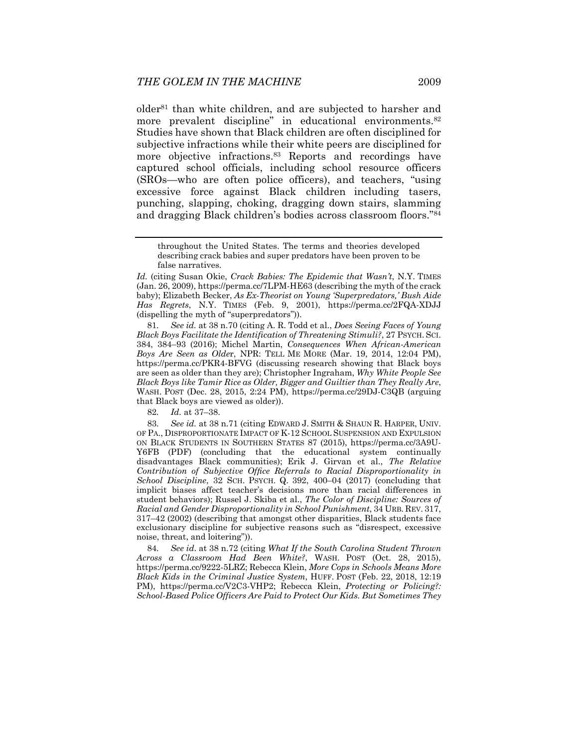older[81] than white children, and are subjected to harsher and more prevalent discipline" in educational environments.[82] Studies have shown that Black children are often disciplined for subjective infractions while their white peers are disciplined for more objective infractions.[83] Reports and recordings have captured school officials, including school resource officers (SROs—who are often police officers), and teachers, "using excessive force against Black children including tasers, punching, slapping, choking, dragging down stairs, slamming and dragging Black children's bodies across classroom floors."[84]

---

> throughout the United States. The terms and theories developed describing crack babies and super predators have been proven to be false narratives.

*Id.* (citing Susan Okie, *Crack Babies: The Epidemic that Wasn't*, N.Y. TIMES (Jan. 26, 2009), https://perma.cc/7LPM-HE63 (describing the myth of the crack baby); Elizabeth Becker, *As Ex-Theorist on Young 'Superpredators,' Bush Aide Has Regrets*, N.Y. TIMES (Feb. 9, 2001), https://perma.cc/2FQA-XDJJ (dispelling the myth of "superpredators")).

81. *See id.* at 38 n.70 (citing A. R. Todd et al., *Does Seeing Faces of Young Black Boys Facilitate the Identification of Threatening Stimuli?*, 27 PSYCH. SCI. 384, 384–93 (2016); Michel Martin, *Consequences When African-American Boys Are Seen as Older*, NPR: TELL ME MORE (Mar. 19, 2014, 12:04 PM), https://perma.cc/PKR4-BFVG (discussing research showing that Black boys are seen as older than they are); Christopher Ingraham, *Why White People See Black Boys like Tamir Rice as Older, Bigger and Guiltier than They Really Are*, WASH. POST (Dec. 28, 2015, 2:24 PM), https://perma.cc/29DJ-C3QB (arguing that Black boys are viewed as older)).

82. *Id.* at 37–38.

83. *See id.* at 38 n.71 (citing EDWARD J. SMITH & SHAUN R. HARPER, UNIV. OF PA., DISPROPORTIONATE IMPACT OF K-12 SCHOOL SUSPENSION AND EXPULSION ON BLACK STUDENTS IN SOUTHERN STATES 87 (2015), https://perma.cc/3A9U-Y6FB (PDF) (concluding that the educational system continually disadvantages Black communities); Erik J. Girvan et al., *The Relative Contribution of Subjective Office Referrals to Racial Disproportionality in School Discipline*, 32 SCH. PSYCH. Q. 392, 400–04 (2017) (concluding that implicit biases affect teacher's decisions more than racial differences in student behaviors); Russel J. Skiba et al., *The Color of Discipline: Sources of Racial and Gender Disproportionality in School Punishment*, 34 URB. REV. 317, 317–42 (2002) (describing that amongst other disparities, Black students face exclusionary discipline for subjective reasons such as "disrespect, excessive noise, threat, and loitering")).

84. *See id.* at 38 n.72 (citing *What If the South Carolina Student Thrown Across a Classroom Had Been White?*, WASH. POST (Oct. 28, 2015), https://perma.cc/9222-5LRZ; Rebecca Klein, *More Cops in Schools Means More Black Kids in the Criminal Justice System*, HUFF. POST (Feb. 22, 2018, 12:19 PM), https://perma.cc/V2C3-VHP2; Rebecca Klein, *Protecting or Policing?: School-Based Police Officers Are Paid to Protect Our Kids. But Sometimes They*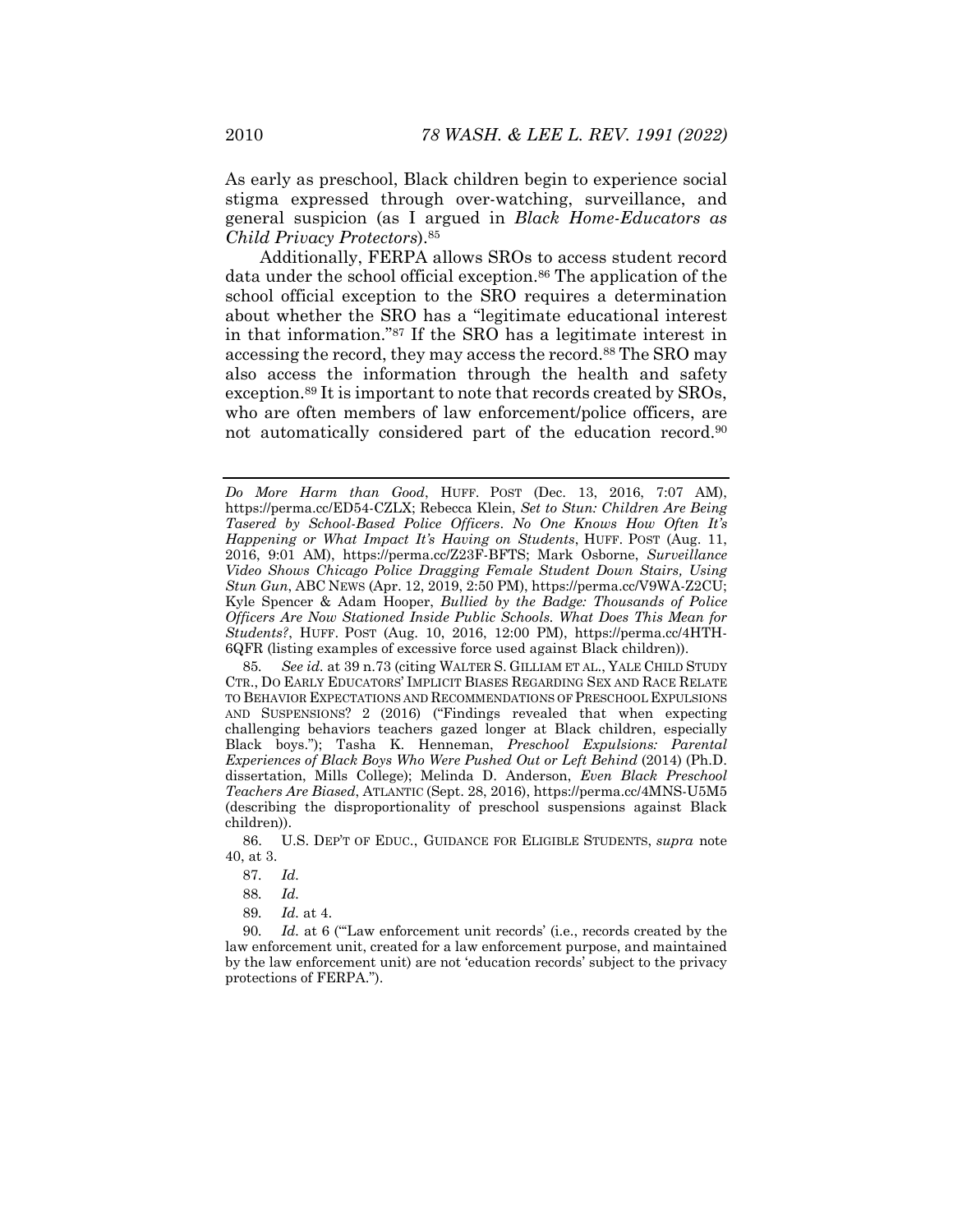As early as preschool, Black children begin to experience social stigma expressed through over-watching, surveillance, and general suspicion (as I argued in *Black Home-Educators as Child Privacy Protectors*).[85]

Additionally, FERPA allows SROs to access student record data under the school official exception.[86] The application of the school official exception to the SRO requires a determination about whether the SRO has a "legitimate educational interest in that information."[87] If the SRO has a legitimate interest in accessing the record, they may access the record.[88] The SRO may also access the information through the health and safety exception.[89] It is important to note that records created by SROs, who are often members of law enforcement/police officers, are not automatically considered part of the education record.[90]

---

*Do More Harm than Good*, HUFF. POST (Dec. 13, 2016, 7:07 AM), https://perma.cc/ED54-CZLX; Rebecca Klein, *Set to Stun: Children Are Being Tasered by School-Based Police Officers. No One Knows How Often It's Happening or What Impact It's Having on Students*, HUFF. POST (Aug. 11, 2016, 9:01 AM), https://perma.cc/Z23F-BFTS; Mark Osborne, *Surveillance Video Shows Chicago Police Dragging Female Student Down Stairs, Using Stun Gun*, ABC NEWS (Apr. 12, 2019, 2:50 PM), https://perma.cc/V9WA-Z2CU; Kyle Spencer & Adam Hooper, *Bullied by the Badge: Thousands of Police Officers Are Now Stationed Inside Public Schools. What Does This Mean for Students?*, HUFF. POST (Aug. 10, 2016, 12:00 PM), https://perma.cc/4HTH-6QFR (listing examples of excessive force used against Black children)).

85. *See id.* at 39 n.73 (citing WALTER S. GILLIAM ET AL., YALE CHILD STUDY CTR., DO EARLY EDUCATORS' IMPLICIT BIASES REGARDING SEX AND RACE RELATE TO BEHAVIOR EXPECTATIONS AND RECOMMENDATIONS OF PRESCHOOL EXPULSIONS AND SUSPENSIONS? 2 (2016) ("Findings revealed that when expecting challenging behaviors teachers gazed longer at Black children, especially Black boys."); Tasha K. Henneman, *Preschool Expulsions: Parental Experiences of Black Boys Who Were Pushed Out or Left Behind* (2014) (Ph.D. dissertation, Mills College); Melinda D. Anderson, *Even Black Preschool Teachers Are Biased*, ATLANTIC (Sept. 28, 2016), https://perma.cc/4MNS-U5M5 (describing the disproportionality of preschool suspensions against Black children)).

86. U.S. DEP'T OF EDUC., GUIDANCE FOR ELIGIBLE STUDENTS, *supra* note 40, at 3.

87. *Id.*

88. *Id.*

89. *Id.* at 4.

90. *Id.* at 6 ("'Law enforcement unit records' (i.e., records created by the law enforcement unit, created for a law enforcement purpose, and maintained by the law enforcement unit) are not 'education records' subject to the privacy protections of FERPA.").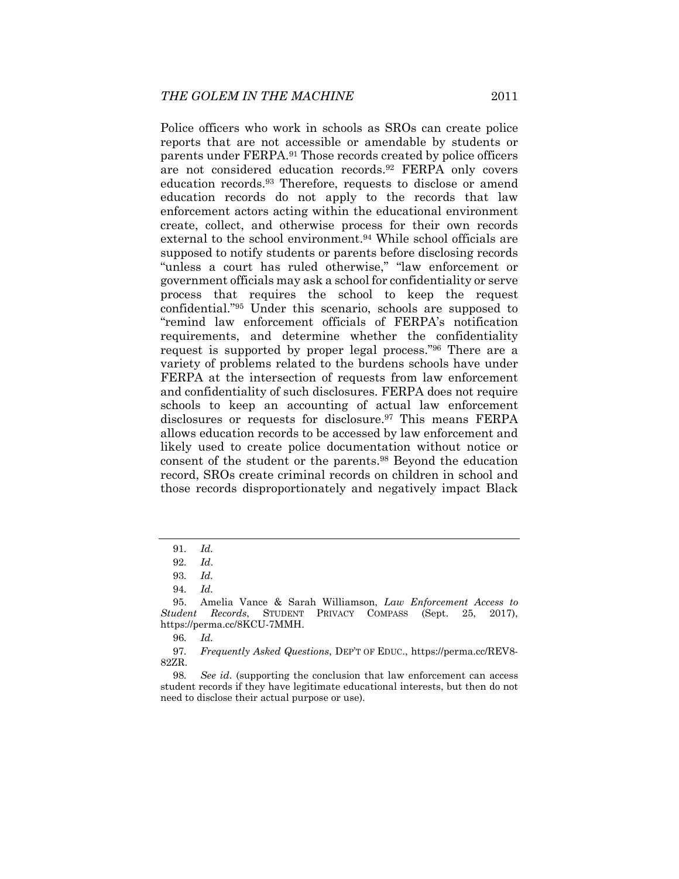Police officers who work in schools as SROs can create police reports that are not accessible or amendable by students or parents under FERPA.[91] Those records created by police officers are not considered education records.[92] FERPA only covers education records.[93] Therefore, requests to disclose or amend education records do not apply to the records that law enforcement actors acting within the educational environment create, collect, and otherwise process for their own records external to the school environment.[94] While school officials are supposed to notify students or parents before disclosing records "unless a court has ruled otherwise," "law enforcement or government officials may ask a school for confidentiality or serve process that requires the school to keep the request confidential."[95] Under this scenario, schools are supposed to "remind law enforcement officials of FERPA's notification requirements, and determine whether the confidentiality request is supported by proper legal process."[96] There are a variety of problems related to the burdens schools have under FERPA at the intersection of requests from law enforcement and confidentiality of such disclosures. FERPA does not require schools to keep an accounting of actual law enforcement disclosures or requests for disclosure.[97] This means FERPA allows education records to be accessed by law enforcement and likely used to create police documentation without notice or consent of the student or the parents.[98] Beyond the education record, SROs create criminal records on children in school and those records disproportionately and negatively impact Black

---

91. *Id.*

92. *Id*.

93. *Id.*

94. *Id.*

95. Amelia Vance & Sarah Williamson, *Law Enforcement Access to Student Records*, STUDENT PRIVACY COMPASS (Sept. 25, 2017), https://perma.cc/8KCU-7MMH.

96. *Id.*

97. *Frequently Asked Questions*, DEP'T OF EDUC., https://perma.cc/REV8-82ZR.

98. *See id*. (supporting the conclusion that law enforcement can access student records if they have legitimate educational interests, but then do not need to disclose their actual purpose or use).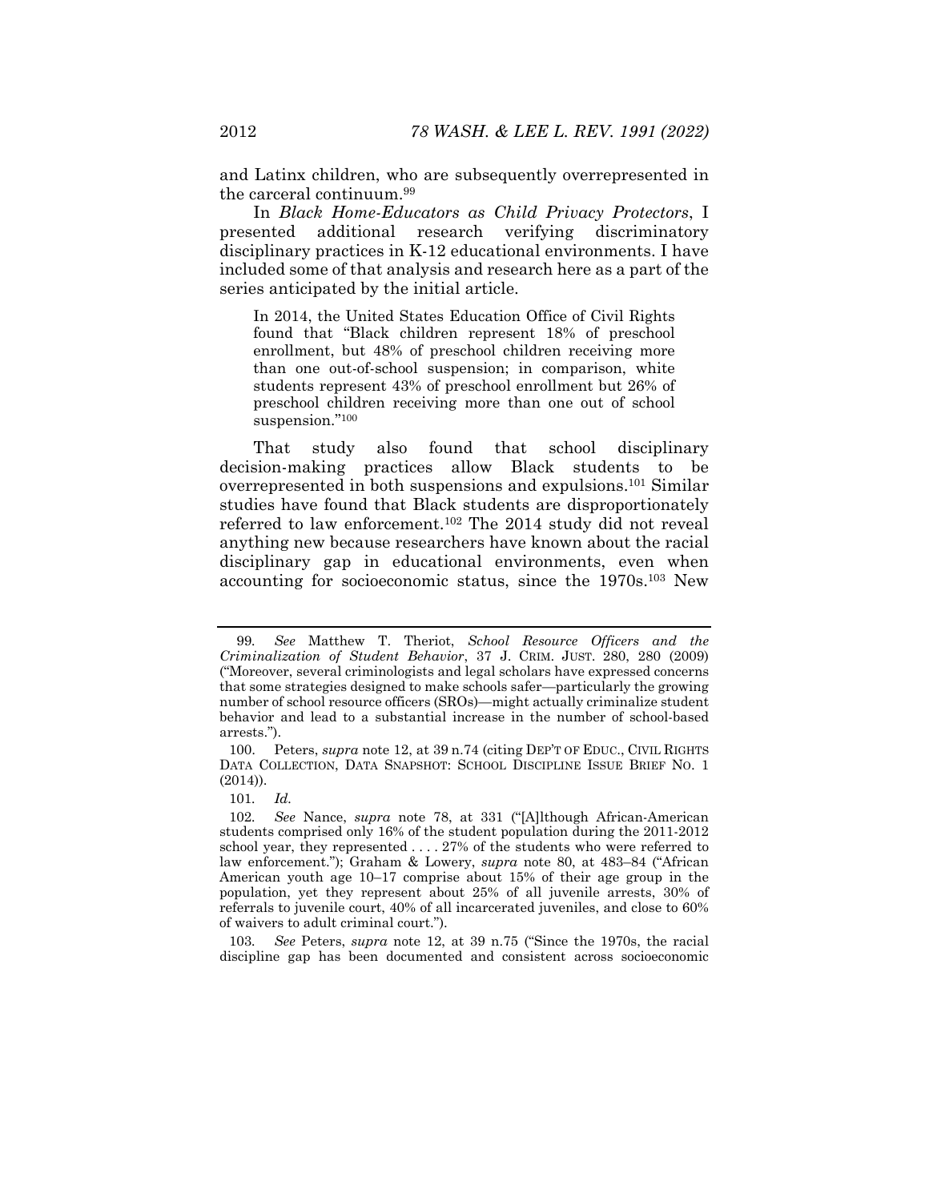and Latinx children, who are subsequently overrepresented in the carceral continuum.[99]

In *Black Home-Educators as Child Privacy Protectors*, I presented additional research verifying discriminatory disciplinary practices in K-12 educational environments. I have included some of that analysis and research here as a part of the series anticipated by the initial article.

> In 2014, the United States Education Office of Civil Rights found that "Black children represent 18% of preschool enrollment, but 48% of preschool children receiving more than one out-of-school suspension; in comparison, white students represent 43% of preschool enrollment but 26% of preschool children receiving more than one out of school suspension."[100]

That study also found that school disciplinary decision-making practices allow Black students to be overrepresented in both suspensions and expulsions.[101] Similar studies have found that Black students are disproportionately referred to law enforcement.[102] The 2014 study did not reveal anything new because researchers have known about the racial disciplinary gap in educational environments, even when accounting for socioeconomic status, since the 1970s.[103] New

---

99. *See* Matthew T. Theriot, *School Resource Officers and the Criminalization of Student Behavior*, 37 J. CRIM. JUST. 280, 280 (2009) ("Moreover, several criminologists and legal scholars have expressed concerns that some strategies designed to make schools safer—particularly the growing number of school resource officers (SROs)—might actually criminalize student behavior and lead to a substantial increase in the number of school-based arrests.").

100. Peters, *supra* note 12, at 39 n.74 (citing DEP'T OF EDUC., CIVIL RIGHTS DATA COLLECTION, DATA SNAPSHOT: SCHOOL DISCIPLINE ISSUE BRIEF NO. 1 (2014)).

101. *Id.*

102. *See* Nance, *supra* note 78, at 331 ("[A]lthough African-American students comprised only 16% of the student population during the 2011-2012 school year, they represented . . . . 27% of the students who were referred to law enforcement."); Graham & Lowery, *supra* note 80, at 483–84 ("African American youth age 10–17 comprise about 15% of their age group in the population, yet they represent about 25% of all juvenile arrests, 30% of referrals to juvenile court, 40% of all incarcerated juveniles, and close to 60% of waivers to adult criminal court.").

103. *See* Peters, *supra* note 12, at 39 n.75 ("Since the 1970s, the racial discipline gap has been documented and consistent across socioeconomic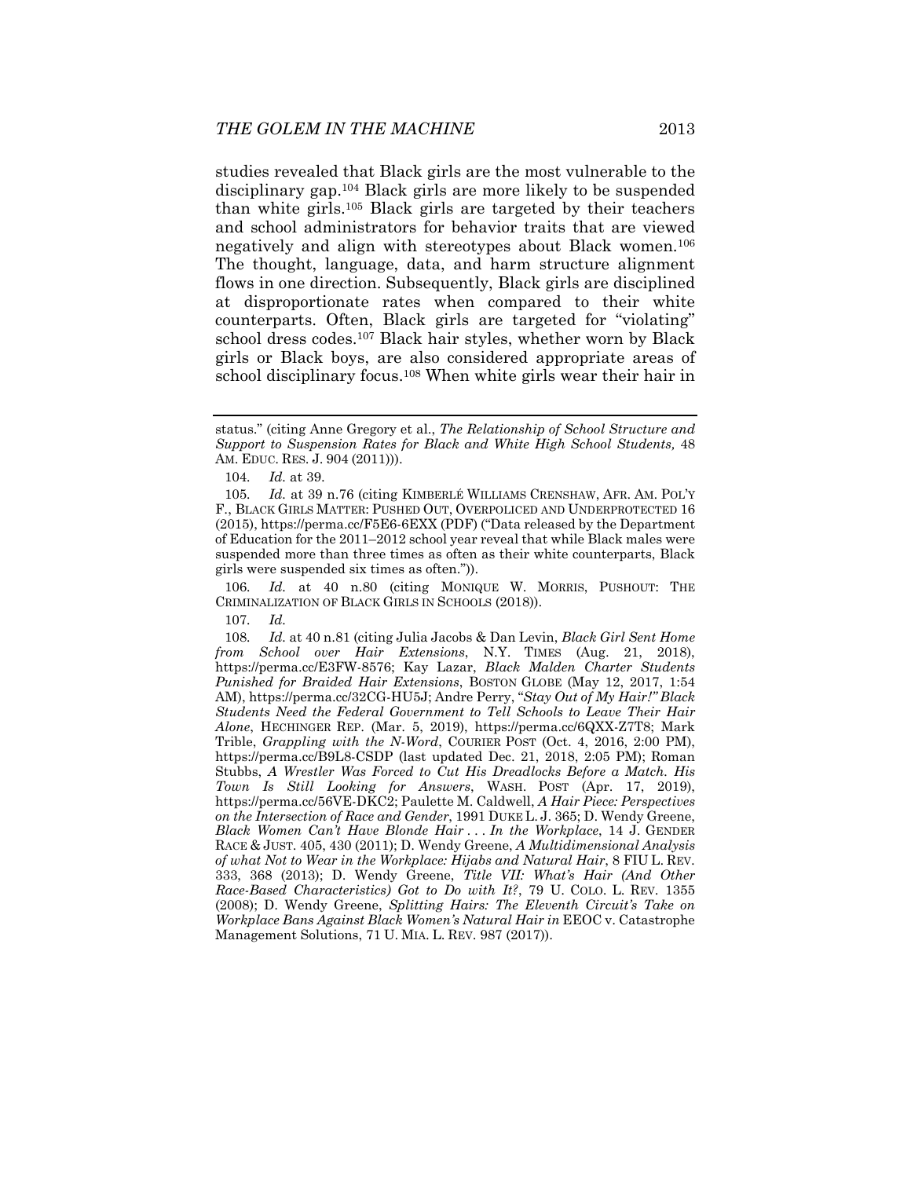studies revealed that Black girls are the most vulnerable to the disciplinary gap.[104] Black girls are more likely to be suspended than white girls.[105] Black girls are targeted by their teachers and school administrators for behavior traits that are viewed negatively and align with stereotypes about Black women.[106] The thought, language, data, and harm structure alignment flows in one direction. Subsequently, Black girls are disciplined at disproportionate rates when compared to their white counterparts. Often, Black girls are targeted for "violating" school dress codes.[107] Black hair styles, whether worn by Black girls or Black boys, are also considered appropriate areas of school disciplinary focus.[108] When white girls wear their hair in

---

status." (citing Anne Gregory et al., *The Relationship of School Structure and Support to Suspension Rates for Black and White High School Students,* 48 AM. EDUC. RES. J. 904 (2011))).

104. *Id.* at 39.

105. *Id.* at 39 n.76 (citing KIMBERLÉ WILLIAMS CRENSHAW, AFR. AM. POL'Y F., BLACK GIRLS MATTER: PUSHED OUT, OVERPOLICED AND UNDERPROTECTED 16 (2015), https://perma.cc/F5E6-6EXX (PDF) ("Data released by the Department of Education for the 2011–2012 school year reveal that while Black males were suspended more than three times as often as their white counterparts, Black girls were suspended six times as often.")).

106. *Id.* at 40 n.80 (citing MONIQUE W. MORRIS, PUSHOUT: THE CRIMINALIZATION OF BLACK GIRLS IN SCHOOLS (2018)).

107. *Id.*

108. *Id.* at 40 n.81 (citing Julia Jacobs & Dan Levin, *Black Girl Sent Home from School over Hair Extensions*, N.Y. TIMES (Aug. 21, 2018), https://perma.cc/E3FW-8576; Kay Lazar, *Black Malden Charter Students Punished for Braided Hair Extensions*, BOSTON GLOBE (May 12, 2017, 1:54 AM), https://perma.cc/32CG-HU5J; Andre Perry, "*Stay Out of My Hair!" Black Students Need the Federal Government to Tell Schools to Leave Their Hair Alone*, HECHINGER REP. (Mar. 5, 2019), https://perma.cc/6QXX-Z7T8; Mark Trible, *Grappling with the N-Word*, COURIER POST (Oct. 4, 2016, 2:00 PM), https://perma.cc/B9L8-CSDP (last updated Dec. 21, 2018, 2:05 PM); Roman Stubbs, *A Wrestler Was Forced to Cut His Dreadlocks Before a Match. His Town Is Still Looking for Answers*, WASH. POST (Apr. 17, 2019), https://perma.cc/56VE-DKC2; Paulette M. Caldwell, *A Hair Piece: Perspectives on the Intersection of Race and Gender*, 1991 DUKE L. J. 365; D. Wendy Greene, *Black Women Can't Have Blonde Hair . . . In the Workplace*, 14 J. GENDER RACE & JUST. 405, 430 (2011); D. Wendy Greene, *A Multidimensional Analysis of what Not to Wear in the Workplace: Hijabs and Natural Hair*, 8 FIU L. REV. 333, 368 (2013); D. Wendy Greene, *Title VII: What's Hair (And Other Race-Based Characteristics) Got to Do with It?*, 79 U. COLO. L. REV. 1355 (2008); D. Wendy Greene, *Splitting Hairs: The Eleventh Circuit's Take on Workplace Bans Against Black Women's Natural Hair in* EEOC v. Catastrophe Management Solutions, 71 U. MIA. L. REV. 987 (2017)).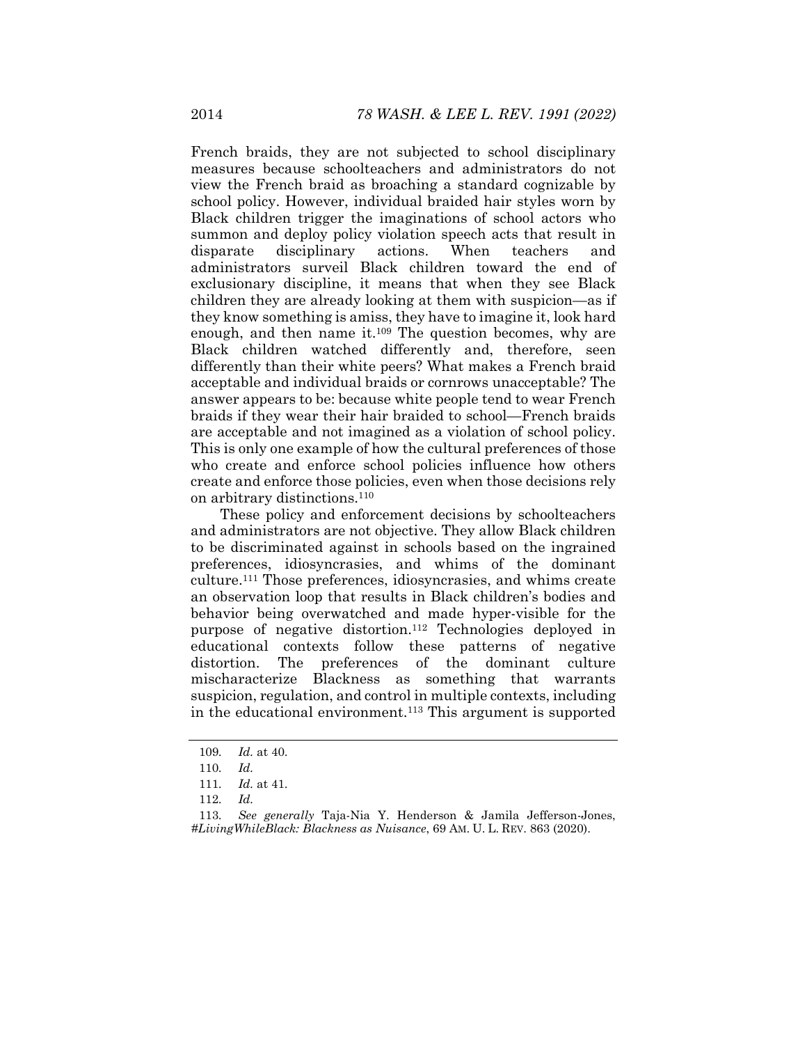French braids, they are not subjected to school disciplinary measures because schoolteachers and administrators do not view the French braid as broaching a standard cognizable by school policy. However, individual braided hair styles worn by Black children trigger the imaginations of school actors who summon and deploy policy violation speech acts that result in disparate disciplinary actions. When teachers and administrators surveil Black children toward the end of exclusionary discipline, it means that when they see Black children they are already looking at them with suspicion—as if they know something is amiss, they have to imagine it, look hard enough, and then name it.[109] The question becomes, why are Black children watched differently and, therefore, seen differently than their white peers? What makes a French braid acceptable and individual braids or cornrows unacceptable? The answer appears to be: because white people tend to wear French braids if they wear their hair braided to school—French braids are acceptable and not imagined as a violation of school policy. This is only one example of how the cultural preferences of those who create and enforce school policies influence how others create and enforce those policies, even when those decisions rely on arbitrary distinctions.[110]

These policy and enforcement decisions by schoolteachers and administrators are not objective. They allow Black children to be discriminated against in schools based on the ingrained preferences, idiosyncrasies, and whims of the dominant culture.[111] Those preferences, idiosyncrasies, and whims create an observation loop that results in Black children's bodies and behavior being overwatched and made hyper-visible for the purpose of negative distortion.[112] Technologies deployed in educational contexts follow these patterns of negative distortion. The preferences of the dominant culture mischaracterize Blackness as something that warrants suspicion, regulation, and control in multiple contexts, including in the educational environment.[113] This argument is supported

---

109. *Id.* at 40.

110. *Id.*

111. *Id.* at 41.

112. *Id.*

113. *See generally* Taja-Nia Y. Henderson & Jamila Jefferson-Jones, *#LivingWhileBlack: Blackness as Nuisance*, 69 AM. U. L. REV. 863 (2020).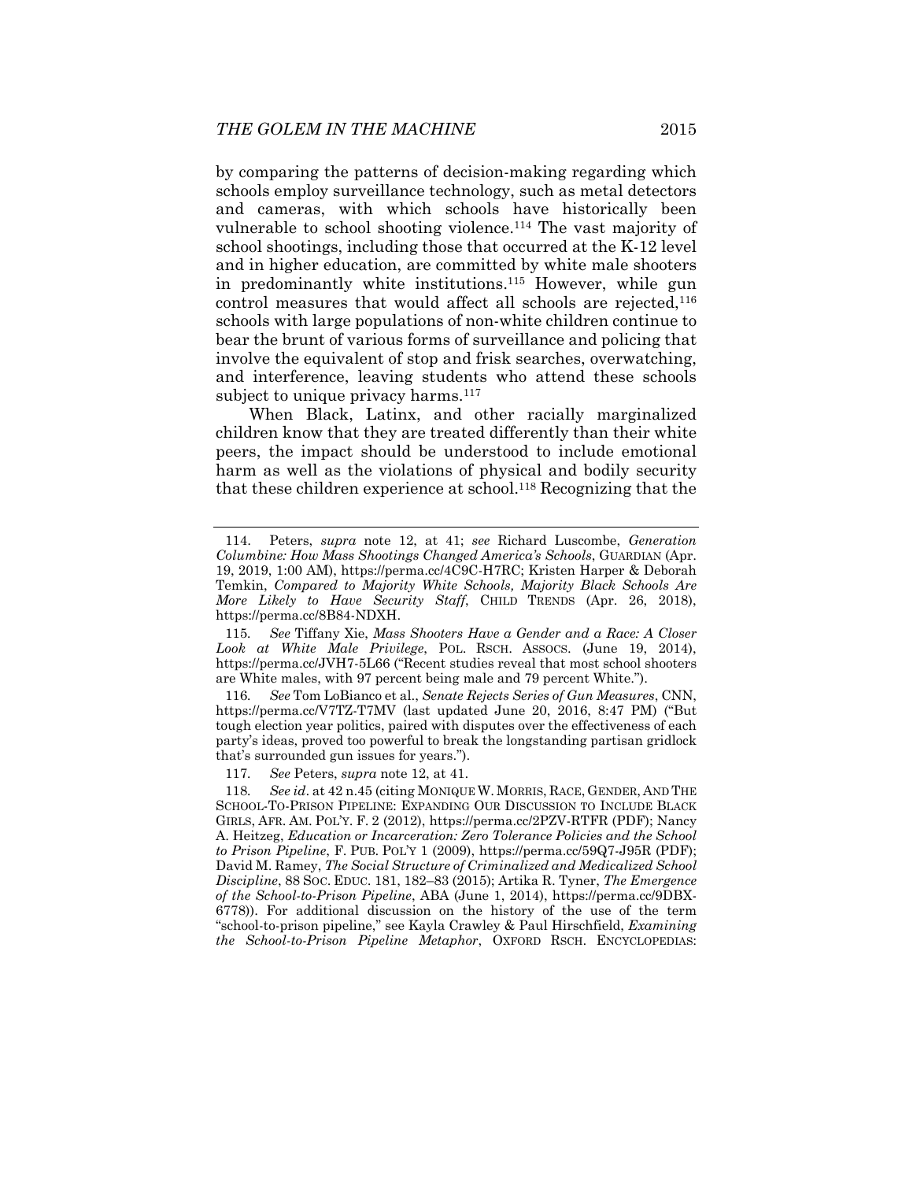by comparing the patterns of decision-making regarding which schools employ surveillance technology, such as metal detectors and cameras, with which schools have historically been vulnerable to school shooting violence.[114] The vast majority of school shootings, including those that occurred at the K-12 level and in higher education, are committed by white male shooters in predominantly white institutions.[115] However, while gun control measures that would affect all schools are rejected,[116] schools with large populations of non-white children continue to bear the brunt of various forms of surveillance and policing that involve the equivalent of stop and frisk searches, overwatching, and interference, leaving students who attend these schools subject to unique privacy harms.[117]

When Black, Latinx, and other racially marginalized children know that they are treated differently than their white peers, the impact should be understood to include emotional harm as well as the violations of physical and bodily security that these children experience at school.[118] Recognizing that the

---

114. Peters, *supra* note 12, at 41; *see* Richard Luscombe, *Generation Columbine: How Mass Shootings Changed America's Schools*, GUARDIAN (Apr. 19, 2019, 1:00 AM), https://perma.cc/4C9C-H7RC; Kristen Harper & Deborah Temkin, *Compared to Majority White Schools, Majority Black Schools Are More Likely to Have Security Staff*, CHILD TRENDS (Apr. 26, 2018), https://perma.cc/8B84-NDXH.

115. *See* Tiffany Xie, *Mass Shooters Have a Gender and a Race: A Closer Look at White Male Privilege*, POL. RSCH. ASSOCS. (June 19, 2014), https://perma.cc/JVH7-5L66 ("Recent studies reveal that most school shooters are White males, with 97 percent being male and 79 percent White.").

116. *See* Tom LoBianco et al., *Senate Rejects Series of Gun Measures*, CNN, https://perma.cc/V7TZ-T7MV (last updated June 20, 2016, 8:47 PM) ("But tough election year politics, paired with disputes over the effectiveness of each party's ideas, proved too powerful to break the longstanding partisan gridlock that's surrounded gun issues for years.").

117. *See* Peters, *supra* note 12, at 41.

118. *See id*. at 42 n.45 (citing MONIQUE W. MORRIS, RACE, GENDER, AND THE SCHOOL-TO-PRISON PIPELINE: EXPANDING OUR DISCUSSION TO INCLUDE BLACK GIRLS, AFR. AM. POL'Y. F. 2 (2012), https://perma.cc/2PZV-RTFR (PDF); Nancy A. Heitzeg, *Education or Incarceration: Zero Tolerance Policies and the School to Prison Pipeline*, F. PUB. POL'Y 1 (2009), https://perma.cc/59Q7-J95R (PDF); David M. Ramey, *The Social Structure of Criminalized and Medicalized School Discipline*, 88 SOC. EDUC. 181, 182–83 (2015); Artika R. Tyner, *The Emergence of the School-to-Prison Pipeline*, ABA (June 1, 2014), https://perma.cc/9DBX-6778)). For additional discussion on the history of the use of the term "school-to-prison pipeline," see Kayla Crawley & Paul Hirschfield, *Examining the School-to-Prison Pipeline Metaphor*, OXFORD RSCH. ENCYCLOPEDIAS: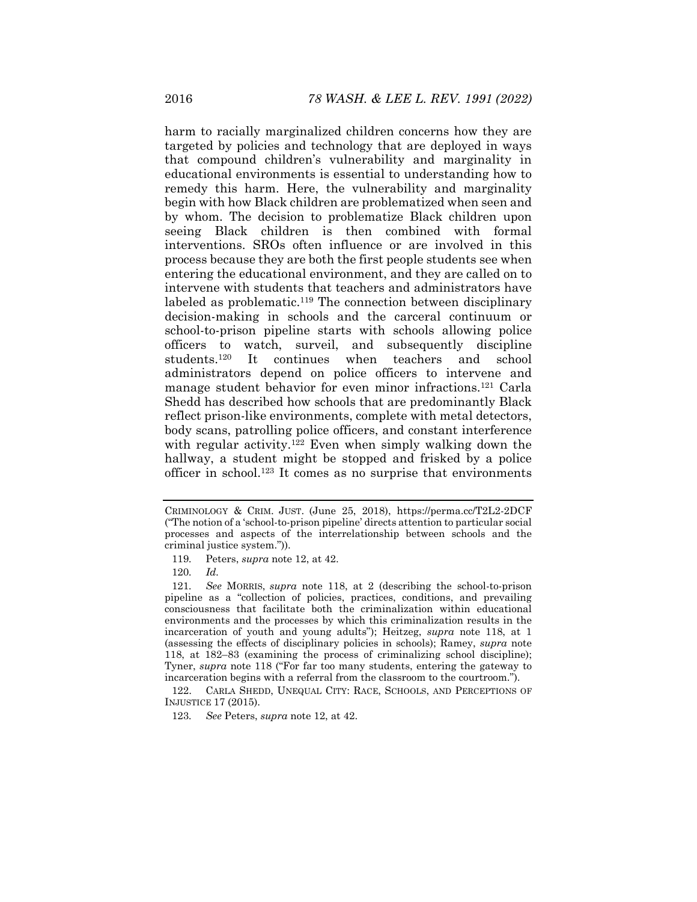harm to racially marginalized children concerns how they are targeted by policies and technology that are deployed in ways that compound children's vulnerability and marginality in educational environments is essential to understanding how to remedy this harm. Here, the vulnerability and marginality begin with how Black children are problematized when seen and by whom. The decision to problematize Black children upon seeing Black children is then combined with formal interventions. SROs often influence or are involved in this process because they are both the first people students see when entering the educational environment, and they are called on to intervene with students that teachers and administrators have labeled as problematic.[119] The connection between disciplinary decision-making in schools and the carceral continuum or school-to-prison pipeline starts with schools allowing police officers to watch, surveil, and subsequently discipline students.[120] It continues when teachers and school administrators depend on police officers to intervene and manage student behavior for even minor infractions.[121] Carla Shedd has described how schools that are predominantly Black reflect prison-like environments, complete with metal detectors, body scans, patrolling police officers, and constant interference with regular activity.[122] Even when simply walking down the hallway, a student might be stopped and frisked by a police officer in school.[123] It comes as no surprise that environments

---

CRIMINOLOGY & CRIM. JUST. (June 25, 2018), https://perma.cc/T2L2-2DCF ("The notion of a 'school-to-prison pipeline' directs attention to particular social processes and aspects of the interrelationship between schools and the criminal justice system.")).

119. Peters, *supra* note 12, at 42.

120. *Id.*

121. *See* MORRIS, *supra* note 118, at 2 (describing the school-to-prison pipeline as a "collection of policies, practices, conditions, and prevailing consciousness that facilitate both the criminalization within educational environments and the processes by which this criminalization results in the incarceration of youth and young adults"); Heitzeg, *supra* note 118, at 1 (assessing the effects of disciplinary policies in schools); Ramey, *supra* note 118, at 182–83 (examining the process of criminalizing school discipline); Tyner, *supra* note 118 ("For far too many students, entering the gateway to incarceration begins with a referral from the classroom to the courtroom.").

122. CARLA SHEDD, UNEQUAL CITY: RACE, SCHOOLS, AND PERCEPTIONS OF INJUSTICE 17 (2015).

123. *See* Peters, *supra* note 12, at 42.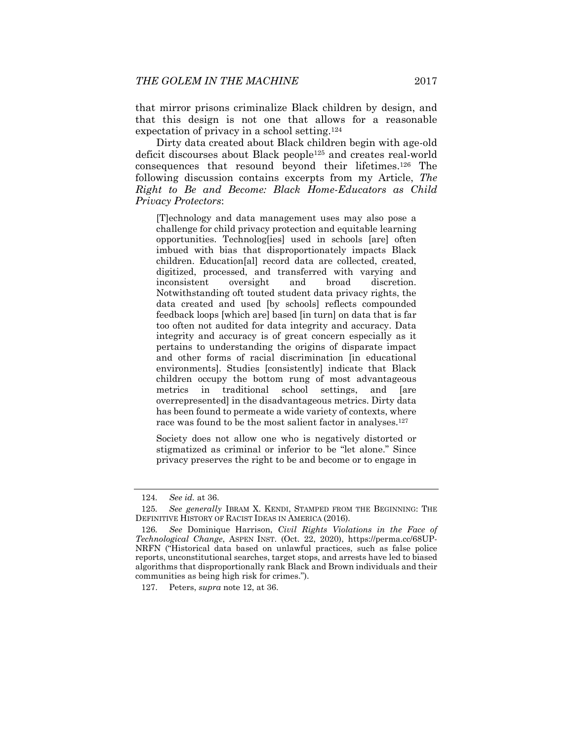that mirror prisons criminalize Black children by design, and that this design is not one that allows for a reasonable expectation of privacy in a school setting.[124]

Dirty data created about Black children begin with age-old deficit discourses about Black people[125] and creates real-world consequences that resound beyond their lifetimes.[126] The following discussion contains excerpts from my Article, *The Right to Be and Become: Black Home-Educators as Child Privacy Protectors*:

> [T]echnology and data management uses may also pose a challenge for child privacy protection and equitable learning opportunities. Technolog[ies] used in schools [are] often imbued with bias that disproportionately impacts Black children. Education[al] record data are collected, created, digitized, processed, and transferred with varying and inconsistent oversight and broad discretion. Notwithstanding oft touted student data privacy rights, the data created and used [by schools] reflects compounded feedback loops [which are] based [in turn] on data that is far too often not audited for data integrity and accuracy. Data integrity and accuracy is of great concern especially as it pertains to understanding the origins of disparate impact and other forms of racial discrimination [in educational environments]. Studies [consistently] indicate that Black children occupy the bottom rung of most advantageous metrics in traditional school settings, and [are overrepresented] in the disadvantageous metrics. Dirty data has been found to permeate a wide variety of contexts, where race was found to be the most salient factor in analyses.[127]
>
> Society does not allow one who is negatively distorted or stigmatized as criminal or inferior to be "let alone." Since privacy preserves the right to be and become or to engage in

---

124. *See id.* at 36.

125. *See generally* IBRAM X. KENDI, STAMPED FROM THE BEGINNING: THE DEFINITIVE HISTORY OF RACIST IDEAS IN AMERICA (2016).

126. *See* Dominique Harrison, *Civil Rights Violations in the Face of Technological Change*, ASPEN INST. (Oct. 22, 2020), https://perma.cc/68UP-NRFN ("Historical data based on unlawful practices, such as false police reports, unconstitutional searches, target stops, and arrests have led to biased algorithms that disproportionally rank Black and Brown individuals and their communities as being high risk for crimes.").

127. Peters, *supra* note 12, at 36.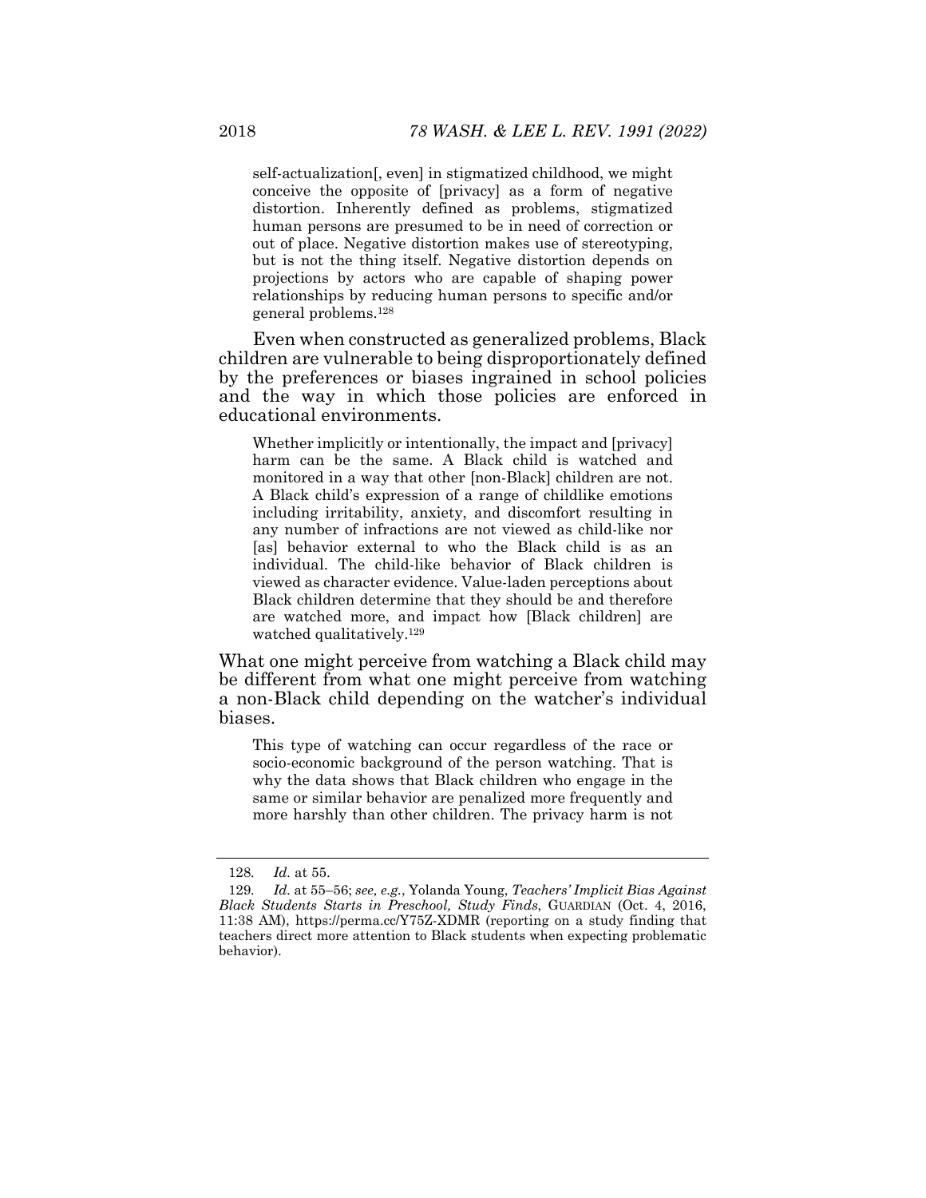> self-actualization[, even] in stigmatized childhood, we might conceive the opposite of [privacy] as a form of negative distortion. Inherently defined as problems, stigmatized human persons are presumed to be in need of correction or out of place. Negative distortion makes use of stereotyping, but is not the thing itself. Negative distortion depends on projections by actors who are capable of shaping power relationships by reducing human persons to specific and/or general problems.[128]

Even when constructed as generalized problems, Black children are vulnerable to being disproportionately defined by the preferences or biases ingrained in school policies and the way in which those policies are enforced in educational environments.

> Whether implicitly or intentionally, the impact and [privacy] harm can be the same. A Black child is watched and monitored in a way that other [non-Black] children are not. A Black child's expression of a range of childlike emotions including irritability, anxiety, and discomfort resulting in any number of infractions are not viewed as child-like nor [as] behavior external to who the Black child is as an individual. The child-like behavior of Black children is viewed as character evidence. Value-laden perceptions about Black children determine that they should be and therefore are watched more, and impact how [Black children] are watched qualitatively.[129]

What one might perceive from watching a Black child may be different from what one might perceive from watching a non-Black child depending on the watcher's individual biases.

> This type of watching can occur regardless of the race or socio-economic background of the person watching. That is why the data shows that Black children who engage in the same or similar behavior are penalized more frequently and more harshly than other children. The privacy harm is not

---

128. *Id.* at 55.

129. *Id.* at 55–56; *see, e.g.*, Yolanda Young, *Teachers' Implicit Bias Against Black Students Starts in Preschool, Study Finds*, GUARDIAN (Oct. 4, 2016, 11:38 AM), https://perma.cc/Y75Z-XDMR (reporting on a study finding that teachers direct more attention to Black students when expecting problematic behavior).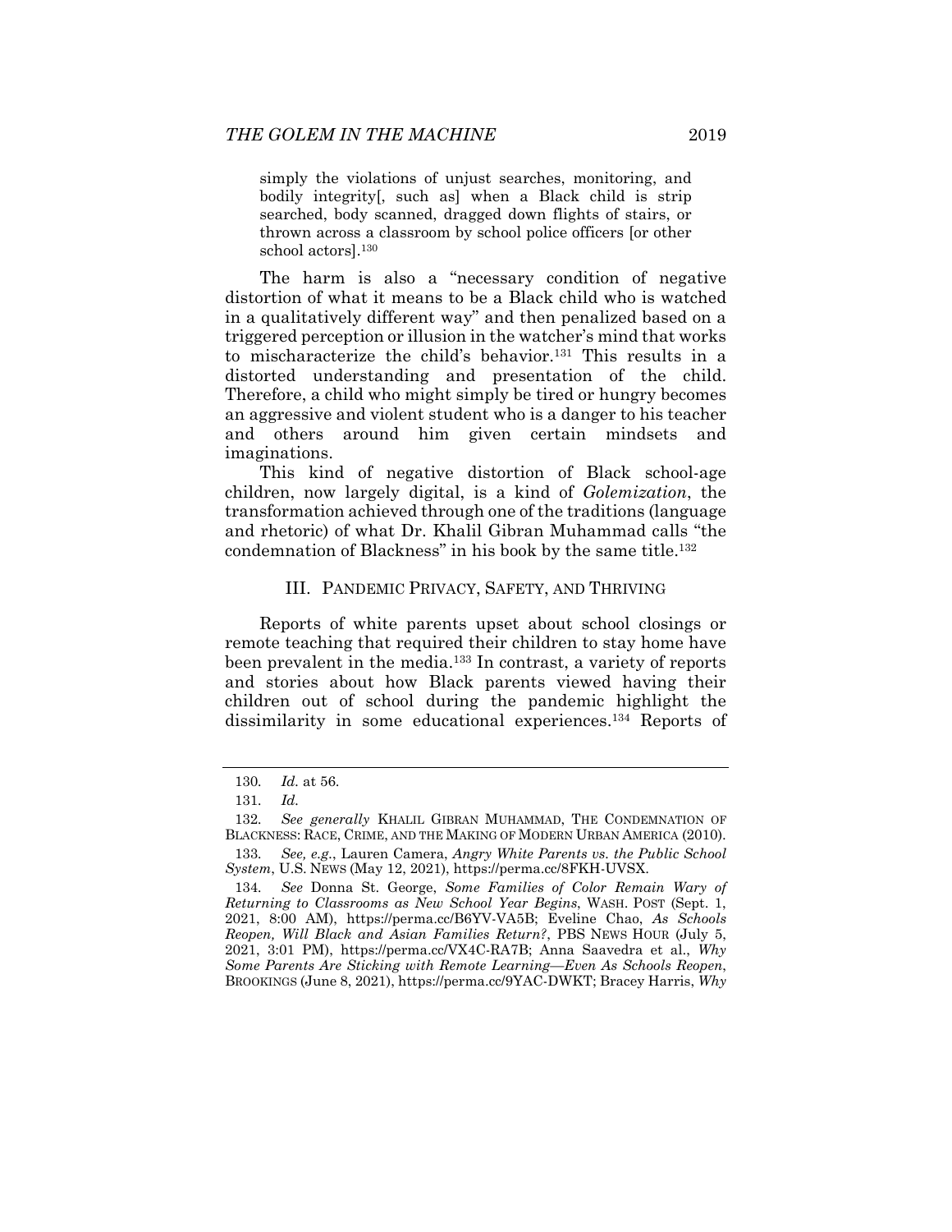> simply the violations of unjust searches, monitoring, and bodily integrity[, such as] when a Black child is strip searched, body scanned, dragged down flights of stairs, or thrown across a classroom by school police officers [or other school actors].[130]

The harm is also a "necessary condition of negative distortion of what it means to be a Black child who is watched in a qualitatively different way" and then penalized based on a triggered perception or illusion in the watcher's mind that works to mischaracterize the child's behavior.[131] This results in a distorted understanding and presentation of the child. Therefore, a child who might simply be tired or hungry becomes an aggressive and violent student who is a danger to his teacher and others around him given certain mindsets and imaginations.

This kind of negative distortion of Black school-age children, now largely digital, is a kind of *Golemization*, the transformation achieved through one of the traditions (language and rhetoric) of what Dr. Khalil Gibran Muhammad calls "the condemnation of Blackness" in his book by the same title.[132]

## III. PANDEMIC PRIVACY, SAFETY, AND THRIVING

Reports of white parents upset about school closings or remote teaching that required their children to stay home have been prevalent in the media.[133] In contrast, a variety of reports and stories about how Black parents viewed having their children out of school during the pandemic highlight the dissimilarity in some educational experiences.[134] Reports of

---

130. *Id.* at 56.

131. *Id.*

132. *See generally* KHALIL GIBRAN MUHAMMAD, THE CONDEMNATION OF BLACKNESS: RACE, CRIME, AND THE MAKING OF MODERN URBAN AMERICA (2010).

133. *See, e.g.*, Lauren Camera, *Angry White Parents vs. the Public School System*, U.S. NEWS (May 12, 2021), https://perma.cc/8FKH-UVSX.

134. *See* Donna St. George, *Some Families of Color Remain Wary of Returning to Classrooms as New School Year Begins*, WASH. POST (Sept. 1, 2021, 8:00 AM), https://perma.cc/B6YV-VA5B; Eveline Chao, *As Schools Reopen, Will Black and Asian Families Return?*, PBS NEWS HOUR (July 5, 2021, 3:01 PM), https://perma.cc/VX4C-RA7B; Anna Saavedra et al., *Why Some Parents Are Sticking with Remote Learning—Even As Schools Reopen*, BROOKINGS (June 8, 2021), https://perma.cc/9YAC-DWKT; Bracey Harris, *Why*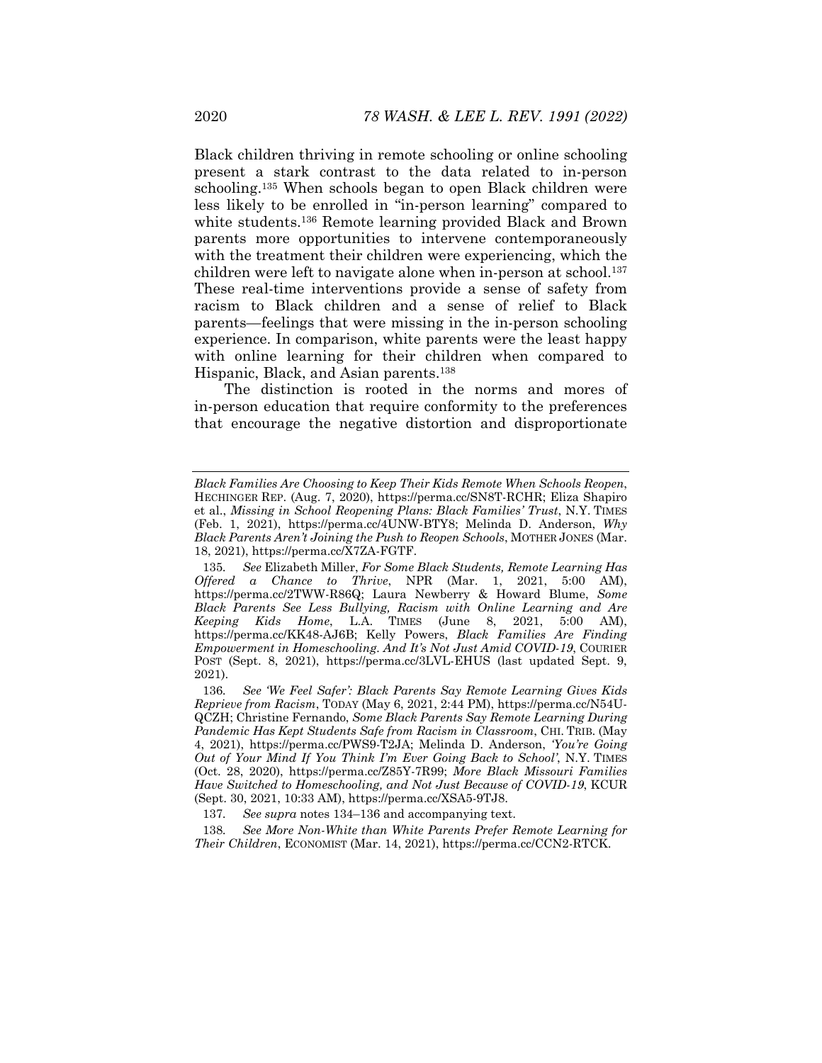Black children thriving in remote schooling or online schooling present a stark contrast to the data related to in-person schooling.[135] When schools began to open Black children were less likely to be enrolled in "in-person learning" compared to white students.[136] Remote learning provided Black and Brown parents more opportunities to intervene contemporaneously with the treatment their children were experiencing, which the children were left to navigate alone when in-person at school.[137] These real-time interventions provide a sense of safety from racism to Black children and a sense of relief to Black parents—feelings that were missing in the in-person schooling experience. In comparison, white parents were the least happy with online learning for their children when compared to Hispanic, Black, and Asian parents.[138]

The distinction is rooted in the norms and mores of in-person education that require conformity to the preferences that encourage the negative distortion and disproportionate

---

*Black Families Are Choosing to Keep Their Kids Remote When Schools Reopen*, HECHINGER REP. (Aug. 7, 2020), https://perma.cc/SN8T-RCHR; Eliza Shapiro et al., *Missing in School Reopening Plans: Black Families' Trust*, N.Y. TIMES (Feb. 1, 2021), https://perma.cc/4UNW-BTY8; Melinda D. Anderson, *Why Black Parents Aren't Joining the Push to Reopen Schools*, MOTHER JONES (Mar. 18, 2021), https://perma.cc/X7ZA-FGTF.

135. *See* Elizabeth Miller, *For Some Black Students, Remote Learning Has Offered a Chance to Thrive*, NPR (Mar. 1, 2021, 5:00 AM), https://perma.cc/2TWW-R86Q; Laura Newberry & Howard Blume, *Some Black Parents See Less Bullying, Racism with Online Learning and Are Keeping Kids Home*, L.A. TIMES (June 8, 2021, 5:00 AM), https://perma.cc/KK48-AJ6B; Kelly Powers, *Black Families Are Finding Empowerment in Homeschooling. And It's Not Just Amid COVID-19*, COURIER POST (Sept. 8, 2021), https://perma.cc/3LVL-EHUS (last updated Sept. 9, 2021).

136. *See 'We Feel Safer': Black Parents Say Remote Learning Gives Kids Reprieve from Racism*, TODAY (May 6, 2021, 2:44 PM), https://perma.cc/N54U-QCZH; Christine Fernando, *Some Black Parents Say Remote Learning During Pandemic Has Kept Students Safe from Racism in Classroom*, CHI. TRIB. (May 4, 2021), https://perma.cc/PWS9-T2JA; Melinda D. Anderson, *'You're Going Out of Your Mind If You Think I'm Ever Going Back to School'*, N.Y. TIMES (Oct. 28, 2020), https://perma.cc/Z85Y-7R99; *More Black Missouri Families Have Switched to Homeschooling, and Not Just Because of COVID-19*, KCUR (Sept. 30, 2021, 10:33 AM), https://perma.cc/XSA5-9TJ8.

137. *See supra* notes 134–136 and accompanying text.

138. *See More Non-White than White Parents Prefer Remote Learning for Their Children*, ECONOMIST (Mar. 14, 2021), https://perma.cc/CCN2-RTCK.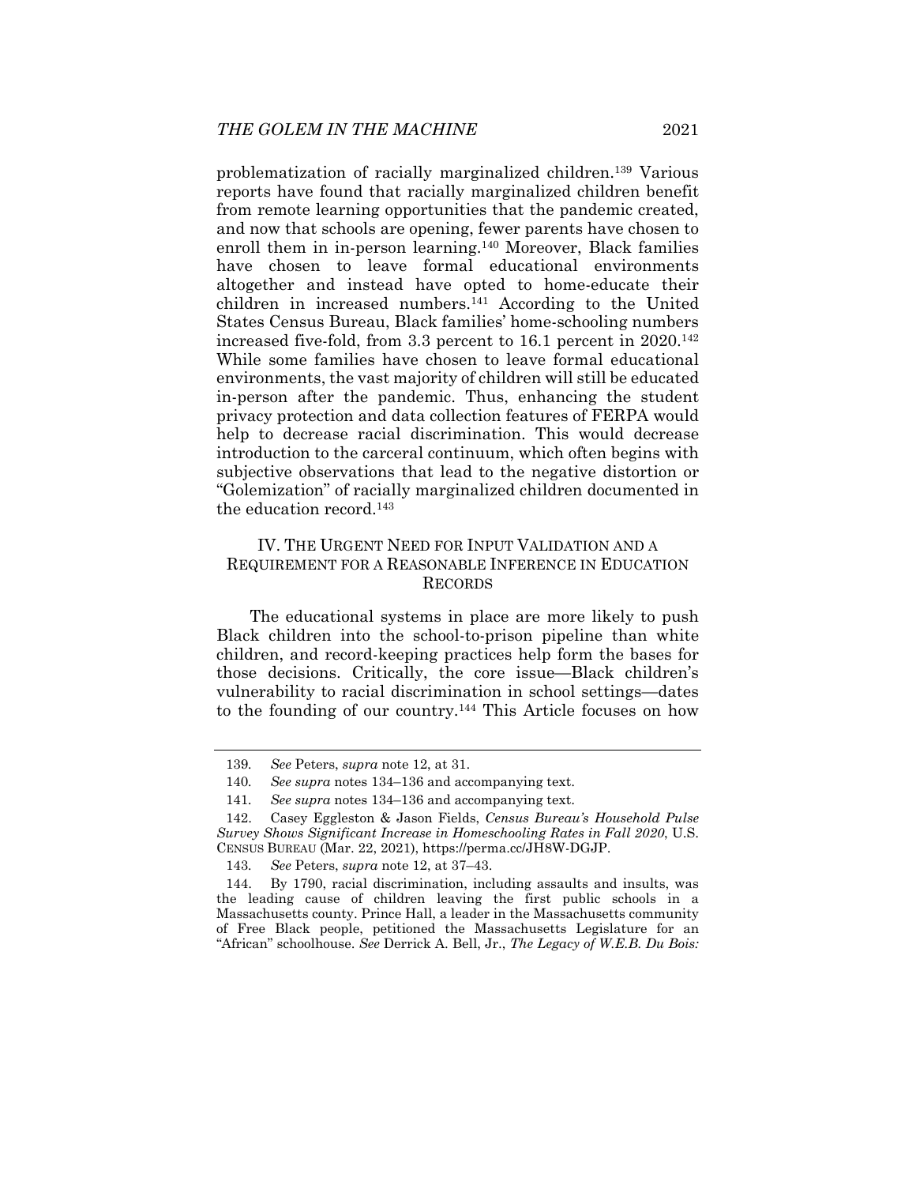problematization of racially marginalized children.[139] Various reports have found that racially marginalized children benefit from remote learning opportunities that the pandemic created, and now that schools are opening, fewer parents have chosen to enroll them in in-person learning.[140] Moreover, Black families have chosen to leave formal educational environments altogether and instead have opted to home-educate their children in increased numbers.[141] According to the United States Census Bureau, Black families' home-schooling numbers increased five-fold, from 3.3 percent to 16.1 percent in 2020.[142] While some families have chosen to leave formal educational environments, the vast majority of children will still be educated in-person after the pandemic. Thus, enhancing the student privacy protection and data collection features of FERPA would help to decrease racial discrimination. This would decrease introduction to the carceral continuum, which often begins with subjective observations that lead to the negative distortion or "Golemization" of racially marginalized children documented in the education record.[143]

## IV. THE URGENT NEED FOR INPUT VALIDATION AND A REQUIREMENT FOR A REASONABLE INFERENCE IN EDUCATION RECORDS

The educational systems in place are more likely to push Black children into the school-to-prison pipeline than white children, and record-keeping practices help form the bases for those decisions. Critically, the core issue—Black children's vulnerability to racial discrimination in school settings—dates to the founding of our country.[144] This Article focuses on how

---

139. *See* Peters, *supra* note 12, at 31.

140. *See supra* notes 134–136 and accompanying text.

141. *See supra* notes 134–136 and accompanying text.

142. Casey Eggleston & Jason Fields, *Census Bureau's Household Pulse Survey Shows Significant Increase in Homeschooling Rates in Fall 2020*, U.S. CENSUS BUREAU (Mar. 22, 2021), https://perma.cc/JH8W-DGJP.

143. *See* Peters, *supra* note 12, at 37–43.

144. By 1790, racial discrimination, including assaults and insults, was the leading cause of children leaving the first public schools in a Massachusetts county. Prince Hall, a leader in the Massachusetts community of Free Black people, petitioned the Massachusetts Legislature for an "African" schoolhouse. *See* Derrick A. Bell, Jr., *The Legacy of W.E.B. Du Bois:*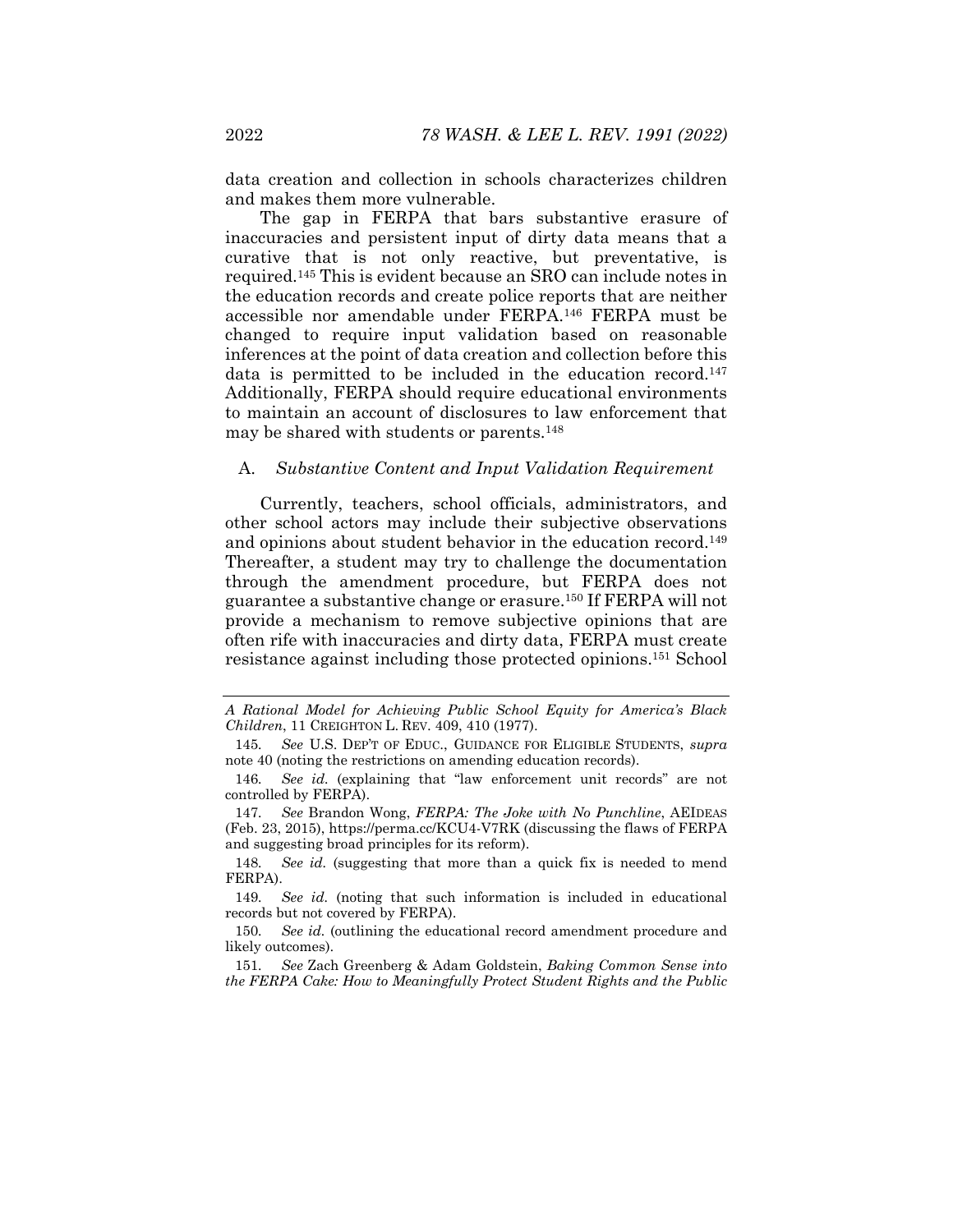data creation and collection in schools characterizes children and makes them more vulnerable.

The gap in FERPA that bars substantive erasure of inaccuracies and persistent input of dirty data means that a curative that is not only reactive, but preventative, is required.[145] This is evident because an SRO can include notes in the education records and create police reports that are neither accessible nor amendable under FERPA.[146] FERPA must be changed to require input validation based on reasonable inferences at the point of data creation and collection before this data is permitted to be included in the education record.[147] Additionally, FERPA should require educational environments to maintain an account of disclosures to law enforcement that may be shared with students or parents.[148]

### A. *Substantive Content and Input Validation Requirement*

Currently, teachers, school officials, administrators, and other school actors may include their subjective observations and opinions about student behavior in the education record.[149] Thereafter, a student may try to challenge the documentation through the amendment procedure, but FERPA does not guarantee a substantive change or erasure.[150] If FERPA will not provide a mechanism to remove subjective opinions that are often rife with inaccuracies and dirty data, FERPA must create resistance against including those protected opinions.[151] School

---

*A Rational Model for Achieving Public School Equity for America's Black Children*, 11 CREIGHTON L. REV. 409, 410 (1977).

145. *See* U.S. DEP'T OF EDUC., GUIDANCE FOR ELIGIBLE STUDENTS, *supra* note 40 (noting the restrictions on amending education records).

146. *See id.* (explaining that "law enforcement unit records" are not controlled by FERPA).

147. *See* Brandon Wong, *FERPA: The Joke with No Punchline*, AEIDEAS (Feb. 23, 2015), https://perma.cc/KCU4-V7RK (discussing the flaws of FERPA and suggesting broad principles for its reform).

148. *See id.* (suggesting that more than a quick fix is needed to mend FERPA).

149. *See id.* (noting that such information is included in educational records but not covered by FERPA).

150. *See id.* (outlining the educational record amendment procedure and likely outcomes).

151. *See* Zach Greenberg & Adam Goldstein, *Baking Common Sense into the FERPA Cake: How to Meaningfully Protect Student Rights and the Public*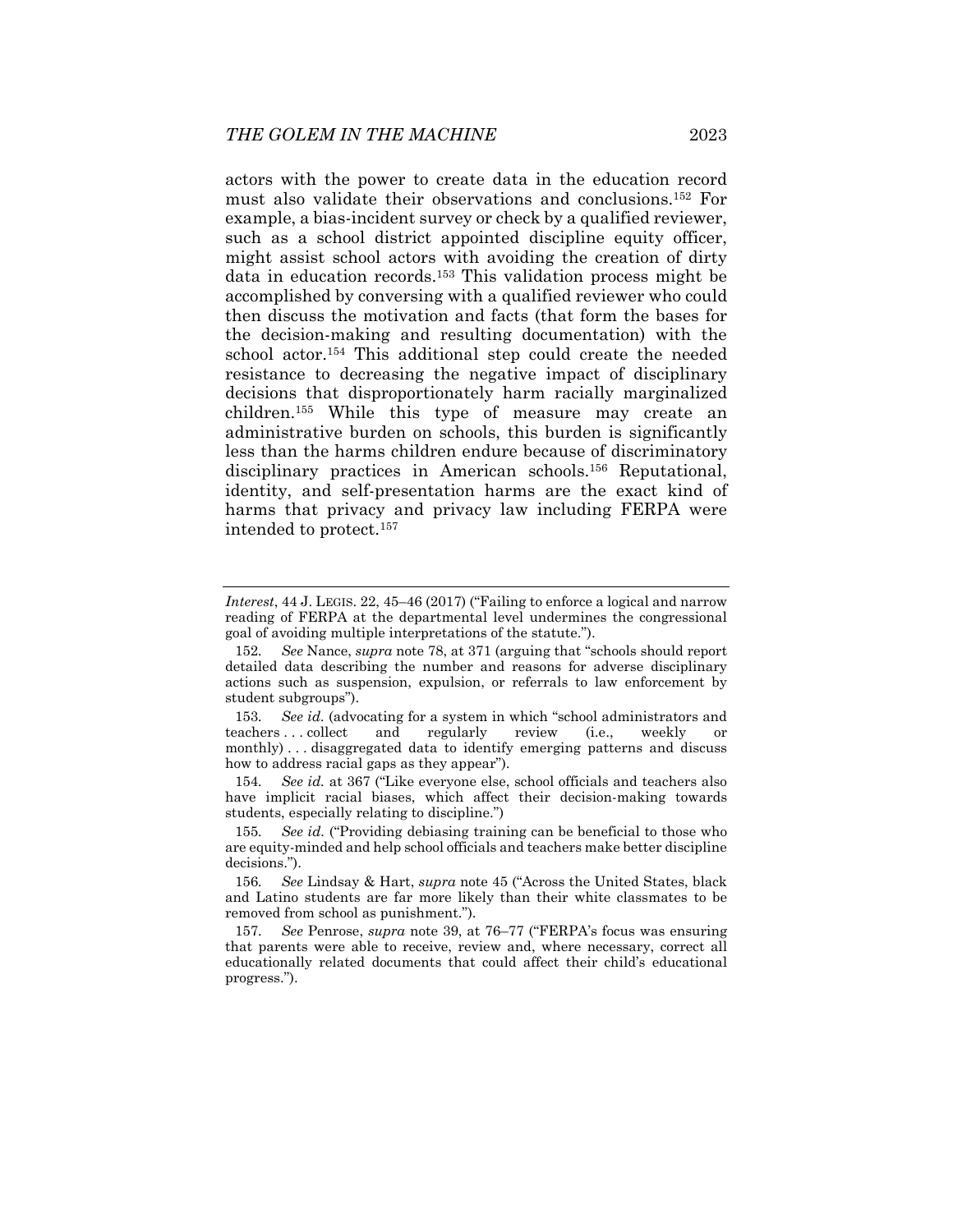actors with the power to create data in the education record must also validate their observations and conclusions.[152] For example, a bias-incident survey or check by a qualified reviewer, such as a school district appointed discipline equity officer, might assist school actors with avoiding the creation of dirty data in education records.[153] This validation process might be accomplished by conversing with a qualified reviewer who could then discuss the motivation and facts (that form the bases for the decision-making and resulting documentation) with the school actor.[154] This additional step could create the needed resistance to decreasing the negative impact of disciplinary decisions that disproportionately harm racially marginalized children.[155] While this type of measure may create an administrative burden on schools, this burden is significantly less than the harms children endure because of discriminatory disciplinary practices in American schools.[156] Reputational, identity, and self-presentation harms are the exact kind of harms that privacy and privacy law including FERPA were intended to protect.[157]

---

*Interest*, 44 J. LEGIS. 22, 45–46 (2017) ("Failing to enforce a logical and narrow reading of FERPA at the departmental level undermines the congressional goal of avoiding multiple interpretations of the statute.").

152. *See* Nance, *supra* note 78, at 371 (arguing that "schools should report detailed data describing the number and reasons for adverse disciplinary actions such as suspension, expulsion, or referrals to law enforcement by student subgroups").

153. *See id.* (advocating for a system in which "school administrators and teachers . . . collect and regularly review (i.e., weekly or monthly) . . . disaggregated data to identify emerging patterns and discuss how to address racial gaps as they appear").

154. *See id.* at 367 ("Like everyone else, school officials and teachers also have implicit racial biases, which affect their decision-making towards students, especially relating to discipline.")

155. *See id.* ("Providing debiasing training can be beneficial to those who are equity-minded and help school officials and teachers make better discipline decisions.").

156. *See* Lindsay & Hart, *supra* note 45 ("Across the United States, black and Latino students are far more likely than their white classmates to be removed from school as punishment.").

157. *See* Penrose, *supra* note 39, at 76–77 ("FERPA's focus was ensuring that parents were able to receive, review and, where necessary, correct all educationally related documents that could affect their child's educational progress.").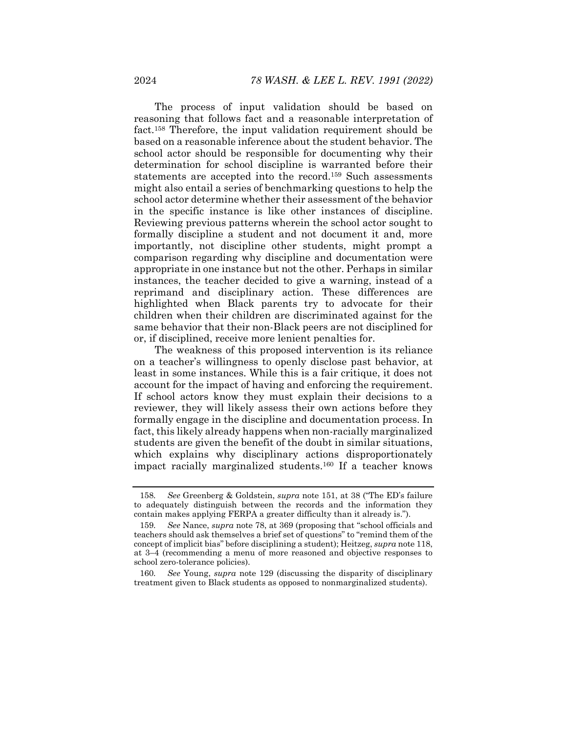The process of input validation should be based on reasoning that follows fact and a reasonable interpretation of fact.[158] Therefore, the input validation requirement should be based on a reasonable inference about the student behavior. The school actor should be responsible for documenting why their determination for school discipline is warranted before their statements are accepted into the record.[159] Such assessments might also entail a series of benchmarking questions to help the school actor determine whether their assessment of the behavior in the specific instance is like other instances of discipline. Reviewing previous patterns wherein the school actor sought to formally discipline a student and not document it and, more importantly, not discipline other students, might prompt a comparison regarding why discipline and documentation were appropriate in one instance but not the other. Perhaps in similar instances, the teacher decided to give a warning, instead of a reprimand and disciplinary action. These differences are highlighted when Black parents try to advocate for their children when their children are discriminated against for the same behavior that their non-Black peers are not disciplined for or, if disciplined, receive more lenient penalties for.

The weakness of this proposed intervention is its reliance on a teacher's willingness to openly disclose past behavior, at least in some instances. While this is a fair critique, it does not account for the impact of having and enforcing the requirement. If school actors know they must explain their decisions to a reviewer, they will likely assess their own actions before they formally engage in the discipline and documentation process. In fact, this likely already happens when non-racially marginalized students are given the benefit of the doubt in similar situations, which explains why disciplinary actions disproportionately impact racially marginalized students.[160] If a teacher knows

---

158. *See* Greenberg & Goldstein, *supra* note 151, at 38 ("The ED's failure to adequately distinguish between the records and the information they contain makes applying FERPA a greater difficulty than it already is.").

159. *See* Nance, *supra* note 78, at 369 (proposing that "school officials and teachers should ask themselves a brief set of questions" to "remind them of the concept of implicit bias" before disciplining a student); Heitzeg, *supra* note 118, at 3–4 (recommending a menu of more reasoned and objective responses to school zero-tolerance policies).

160. *See* Young, *supra* note 129 (discussing the disparity of disciplinary treatment given to Black students as opposed to nonmarginalized students).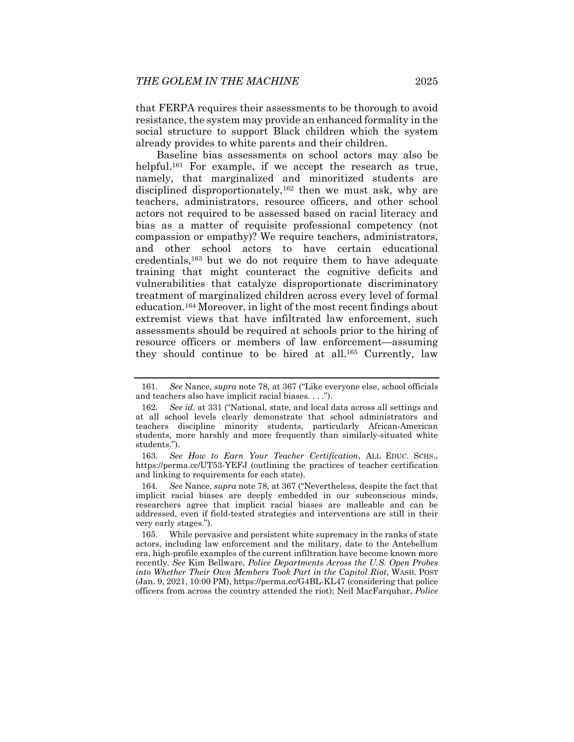that FERPA requires their assessments to be thorough to avoid resistance, the system may provide an enhanced formality in the social structure to support Black children which the system already provides to white parents and their children.

Baseline bias assessments on school actors may also be helpful.[161] For example, if we accept the research as true, namely, that marginalized and minoritized students are disciplined disproportionately,[162] then we must ask, why are teachers, administrators, resource officers, and other school actors not required to be assessed based on racial literacy and bias as a matter of requisite professional competency (not compassion or empathy)? We require teachers, administrators, and other school actors to have certain educational credentials,[163] but we do not require them to have adequate training that might counteract the cognitive deficits and vulnerabilities that catalyze disproportionate discriminatory treatment of marginalized children across every level of formal education.[164] Moreover, in light of the most recent findings about extremist views that have infiltrated law enforcement, such assessments should be required at schools prior to the hiring of resource officers or members of law enforcement—assuming they should continue to be hired at all.[165] Currently, law

---

161. *See* Nance, *supra* note 78, at 367 ("Like everyone else, school officials and teachers also have implicit racial biases. . . .").

162. *See id.* at 331 ("National, state, and local data across all settings and at all school levels clearly demonstrate that school administrators and teachers discipline minority students, particularly African-American students, more harshly and more frequently than similarly-situated white students.").

163. *See How to Earn Your Teacher Certification*, ALL EDUC. SCHS., https://perma.cc/UT53-YEFJ (outlining the practices of teacher certification and linking to requirements for each state).

164. *See* Nance, *supra* note 78, at 367 ("Nevertheless, despite the fact that implicit racial biases are deeply embedded in our subconscious minds, researchers agree that implicit racial biases are malleable and can be addressed, even if field-tested strategies and interventions are still in their very early stages.").

165. While pervasive and persistent white supremacy in the ranks of state actors, including law enforcement and the military, date to the Antebellum era, high-profile examples of the current infiltration have become known more recently. *See* Kim Bellware, *Police Departments Across the U.S. Open Probes into Whether Their Own Members Took Part in the Capitol Riot*, WASH. POST (Jan. 9, 2021, 10:00 PM), https://perma.cc/G4BL-KL47 (considering that police officers from across the country attended the riot); Neil MacFarquhar, *Police*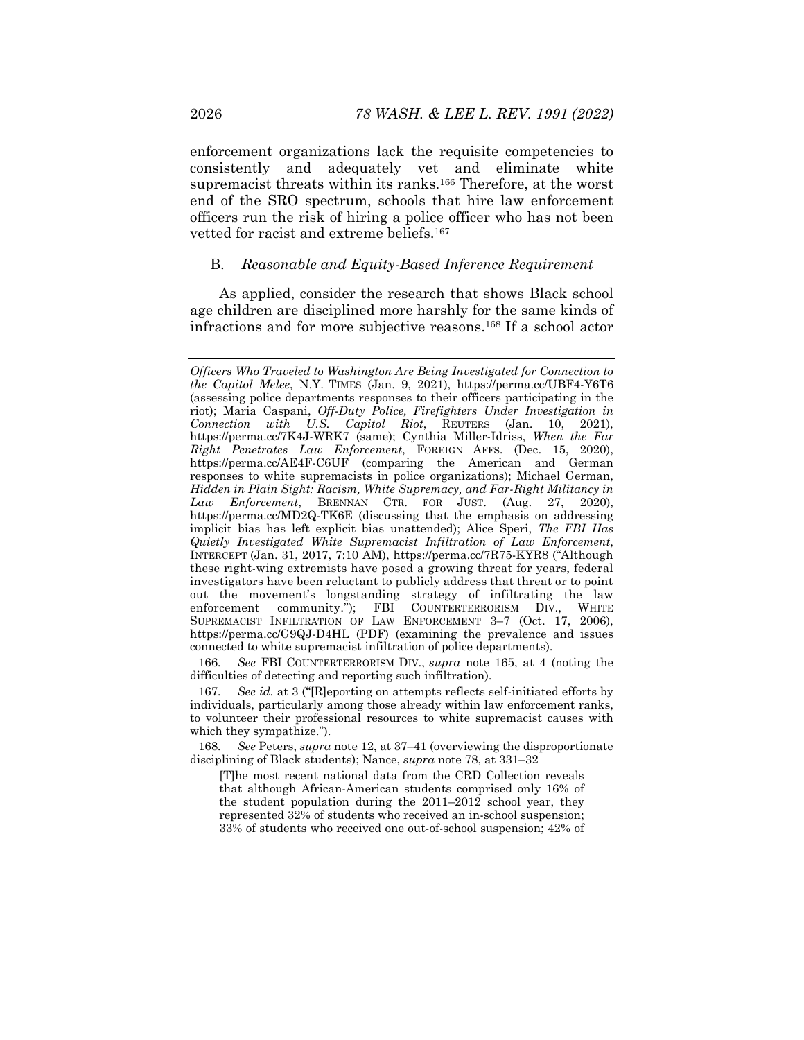enforcement organizations lack the requisite competencies to consistently and adequately vet and eliminate white supremacist threats within its ranks.[166] Therefore, at the worst end of the SRO spectrum, schools that hire law enforcement officers run the risk of hiring a police officer who has not been vetted for racist and extreme beliefs.[167]

### B. *Reasonable and Equity-Based Inference Requirement*

As applied, consider the research that shows Black school age children are disciplined more harshly for the same kinds of infractions and for more subjective reasons.[168] If a school actor

---

*Officers Who Traveled to Washington Are Being Investigated for Connection to the Capitol Melee*, N.Y. TIMES (Jan. 9, 2021), https://perma.cc/UBF4-Y6T6 (assessing police departments responses to their officers participating in the riot); Maria Caspani, *Off-Duty Police, Firefighters Under Investigation in Connection with U.S. Capitol Riot*, REUTERS (Jan. 10, 2021), https://perma.cc/7K4J-WRK7 (same); Cynthia Miller-Idriss, *When the Far Right Penetrates Law Enforcement*, FOREIGN AFFS. (Dec. 15, 2020), https://perma.cc/AE4F-C6UF (comparing the American and German responses to white supremacists in police organizations); Michael German, *Hidden in Plain Sight: Racism, White Supremacy, and Far-Right Militancy in Law Enforcement*, BRENNAN CTR. FOR JUST. (Aug. 27, 2020), https://perma.cc/MD2Q-TK6E (discussing that the emphasis on addressing implicit bias has left explicit bias unattended); Alice Speri, *The FBI Has Quietly Investigated White Supremacist Infiltration of Law Enforcement*, INTERCEPT (Jan. 31, 2017, 7:10 AM), https://perma.cc/7R75-KYR8 ("Although these right-wing extremists have posed a growing threat for years, federal investigators have been reluctant to publicly address that threat or to point out the movement's longstanding strategy of infiltrating the law enforcement community."); FBI COUNTERTERRORISM DIV., WHITE SUPREMACIST INFILTRATION OF LAW ENFORCEMENT 3–7 (Oct. 17, 2006), https://perma.cc/G9QJ-D4HL (PDF) (examining the prevalence and issues connected to white supremacist infiltration of police departments).

166. *See* FBI COUNTERTERRORISM DIV., *supra* note 165, at 4 (noting the difficulties of detecting and reporting such infiltration).

167. *See id.* at 3 ("[R]eporting on attempts reflects self-initiated efforts by individuals, particularly among those already within law enforcement ranks, to volunteer their professional resources to white supremacist causes with which they sympathize.").

168. *See* Peters, *supra* note 12, at 37–41 (overviewing the disproportionate disciplining of Black students); Nance, *supra* note 78, at 331–32

> [T]he most recent national data from the CRD Collection reveals that although African-American students comprised only 16% of the student population during the 2011–2012 school year, they represented 32% of students who received an in-school suspension; 33% of students who received one out-of-school suspension; 42% of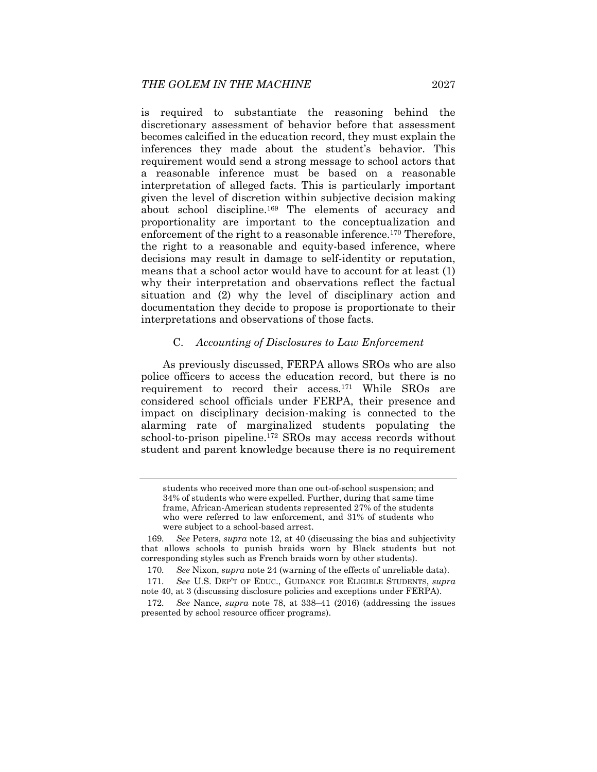is required to substantiate the reasoning behind the discretionary assessment of behavior before that assessment becomes calcified in the education record, they must explain the inferences they made about the student's behavior. This requirement would send a strong message to school actors that a reasonable inference must be based on a reasonable interpretation of alleged facts. This is particularly important given the level of discretion within subjective decision making about school discipline.[169] The elements of accuracy and proportionality are important to the conceptualization and enforcement of the right to a reasonable inference.[170] Therefore, the right to a reasonable and equity-based inference, where decisions may result in damage to self-identity or reputation, means that a school actor would have to account for at least (1) why their interpretation and observations reflect the factual situation and (2) why the level of disciplinary action and documentation they decide to propose is proportionate to their interpretations and observations of those facts.

### C. *Accounting of Disclosures to Law Enforcement*

As previously discussed, FERPA allows SROs who are also police officers to access the education record, but there is no requirement to record their access.[171] While SROs are considered school officials under FERPA, their presence and impact on disciplinary decision-making is connected to the alarming rate of marginalized students populating the school-to-prison pipeline.[172] SROs may access records without student and parent knowledge because there is no requirement

---

students who received more than one out-of-school suspension; and 34% of students who were expelled. Further, during that same time frame, African-American students represented 27% of the students who were referred to law enforcement, and 31% of students who were subject to a school-based arrest.

169. *See* Peters, *supra* note 12, at 40 (discussing the bias and subjectivity that allows schools to punish braids worn by Black students but not corresponding styles such as French braids worn by other students).

170. *See* Nixon, *supra* note 24 (warning of the effects of unreliable data).

171. *See* U.S. DEP'T OF EDUC., GUIDANCE FOR ELIGIBLE STUDENTS, *supra* note 40, at 3 (discussing disclosure policies and exceptions under FERPA).

172. *See* Nance, *supra* note 78, at 338–41 (2016) (addressing the issues presented by school resource officer programs).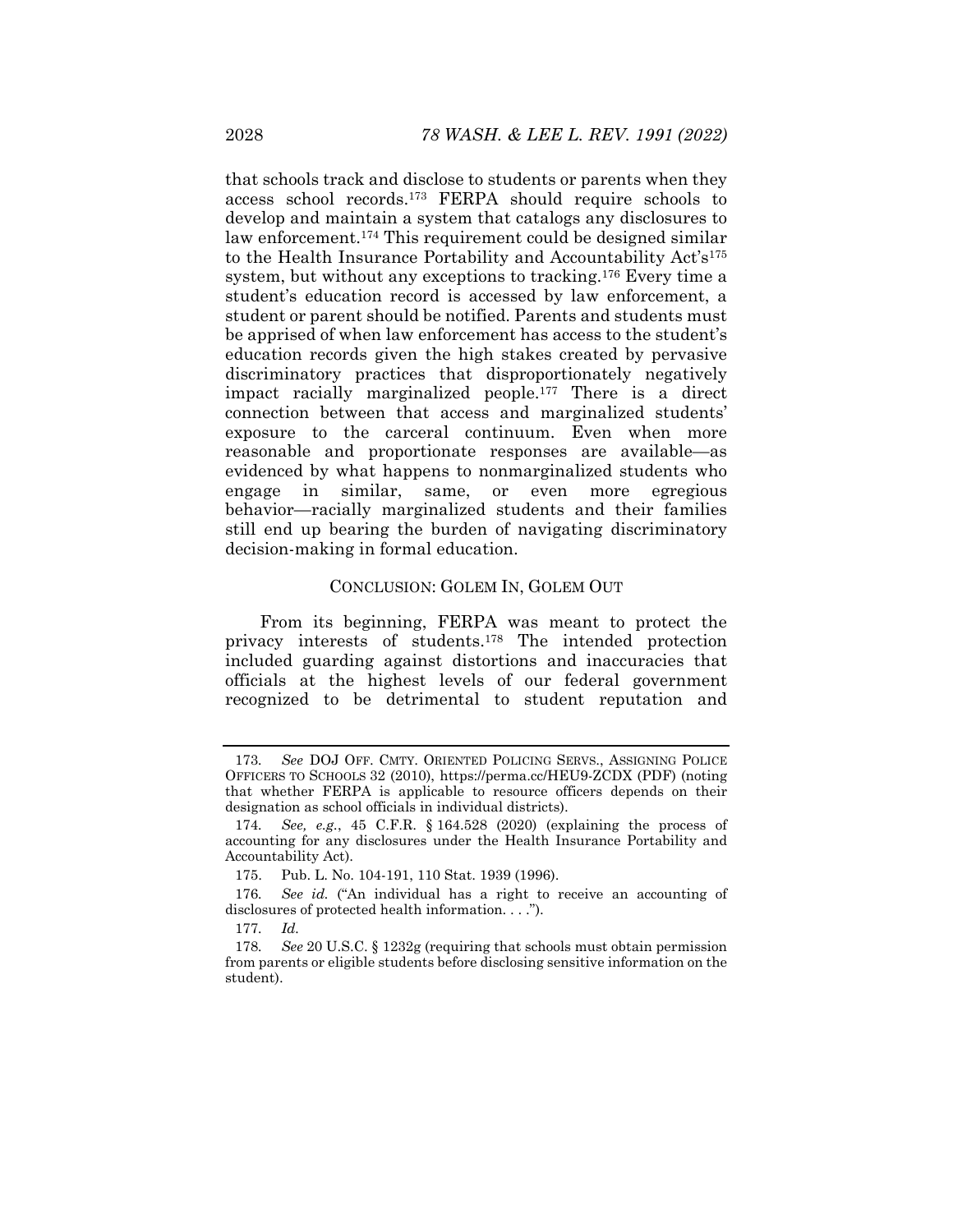that schools track and disclose to students or parents when they access school records.[173] FERPA should require schools to develop and maintain a system that catalogs any disclosures to law enforcement.[174] This requirement could be designed similar to the Health Insurance Portability and Accountability Act's[175] system, but without any exceptions to tracking.[176] Every time a student's education record is accessed by law enforcement, a student or parent should be notified. Parents and students must be apprised of when law enforcement has access to the student's education records given the high stakes created by pervasive discriminatory practices that disproportionately negatively impact racially marginalized people.[177] There is a direct connection between that access and marginalized students' exposure to the carceral continuum. Even when more reasonable and proportionate responses are available—as evidenced by what happens to nonmarginalized students who engage in similar, same, or even more egregious behavior—racially marginalized students and their families still end up bearing the burden of navigating discriminatory decision-making in formal education.

## CONCLUSION: GOLEM IN, GOLEM OUT

From its beginning, FERPA was meant to protect the privacy interests of students.[178] The intended protection included guarding against distortions and inaccuracies that officials at the highest levels of our federal government recognized to be detrimental to student reputation and

---

173. *See* DOJ OFF. CMTY. ORIENTED POLICING SERVS., ASSIGNING POLICE OFFICERS TO SCHOOLS 32 (2010), https://perma.cc/HEU9-ZCDX (PDF) (noting that whether FERPA is applicable to resource officers depends on their designation as school officials in individual districts).

174. *See, e.g.*, 45 C.F.R. § 164.528 (2020) (explaining the process of accounting for any disclosures under the Health Insurance Portability and Accountability Act).

175. Pub. L. No. 104-191, 110 Stat. 1939 (1996).

176. *See id.* ("An individual has a right to receive an accounting of disclosures of protected health information. . . .").

177. *Id.*

178. *See* 20 U.S.C. § 1232g (requiring that schools must obtain permission from parents or eligible students before disclosing sensitive information on the student).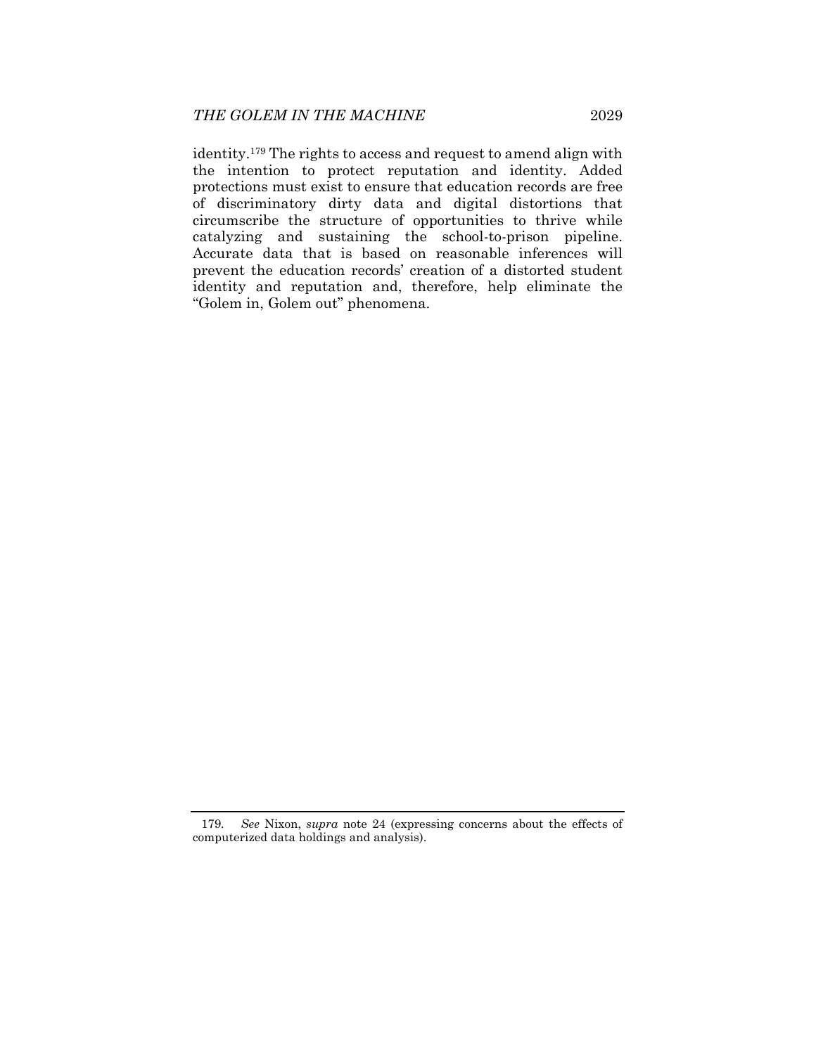identity.[179] The rights to access and request to amend align with the intention to protect reputation and identity. Added protections must exist to ensure that education records are free of discriminatory dirty data and digital distortions that circumscribe the structure of opportunities to thrive while catalyzing and sustaining the school-to-prison pipeline. Accurate data that is based on reasonable inferences will prevent the education records' creation of a distorted student identity and reputation and, therefore, help eliminate the "Golem in, Golem out" phenomena.

---

179. *See* Nixon, *supra* note 24 (expressing concerns about the effects of computerized data holdings and analysis).